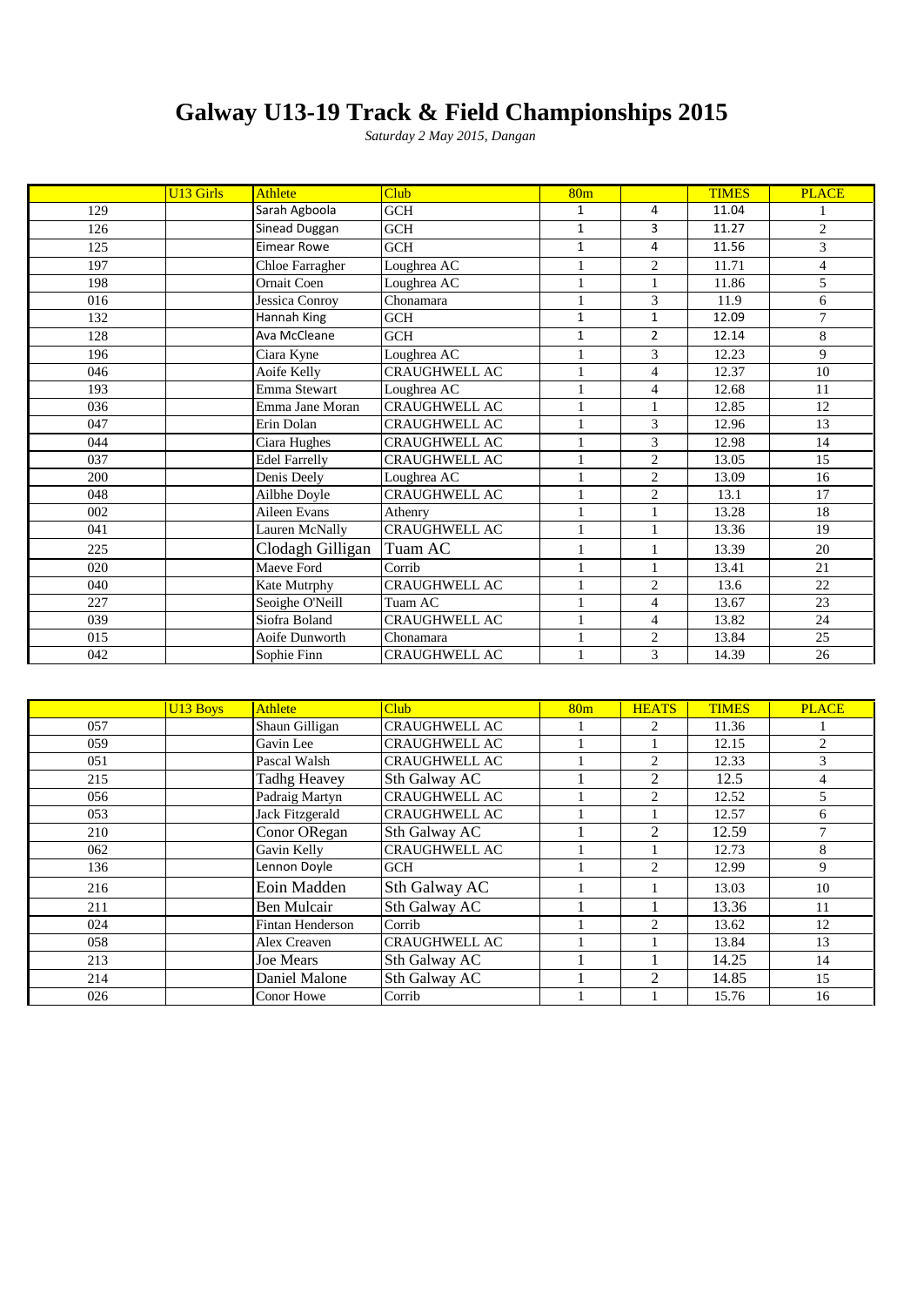# Galway U13-19 Track & Field Championships 2015

*Saturday 2 May 2015, Dangan*

| | U13 Girls | Athlete | Club | 80m | | TIMES | PLACE |
|---|---|---|---|---|---|---|---|
| 129 | | Sarah Agboola | GCH | 1 | 4 | 11.04 | 1 |
| 126 | | Sinead Duggan | GCH | 1 | 3 | 11.27 | 2 |
| 125 | | Eimear Rowe | GCH | 1 | 4 | 11.56 | 3 |
| 197 | | Chloe Farragher | Loughrea AC | 1 | 2 | 11.71 | 4 |
| 198 | | Ornait Coen | Loughrea AC | 1 | 1 | 11.86 | 5 |
| 016 | | Jessica Conroy | Chonamara | 1 | 3 | 11.9 | 6 |
| 132 | | Hannah King | GCH | 1 | 1 | 12.09 | 7 |
| 128 | | Ava McCleane | GCH | 1 | 2 | 12.14 | 8 |
| 196 | | Ciara Kyne | Loughrea AC | 1 | 3 | 12.23 | 9 |
| 046 | | Aoife Kelly | CRAUGHWELL AC | 1 | 4 | 12.37 | 10 |
| 193 | | Emma Stewart | Loughrea AC | 1 | 4 | 12.68 | 11 |
| 036 | | Emma Jane Moran | CRAUGHWELL AC | 1 | 1 | 12.85 | 12 |
| 047 | | Erin Dolan | CRAUGHWELL AC | 1 | 3 | 12.96 | 13 |
| 044 | | Ciara Hughes | CRAUGHWELL AC | 1 | 3 | 12.98 | 14 |
| 037 | | Edel Farrelly | CRAUGHWELL AC | 1 | 2 | 13.05 | 15 |
| 200 | | Denis Deely | Loughrea AC | 1 | 2 | 13.09 | 16 |
| 048 | | Ailbhe Doyle | CRAUGHWELL AC | 1 | 2 | 13.1 | 17 |
| 002 | | Aileen Evans | Athenry | 1 | 1 | 13.28 | 18 |
| 041 | | Lauren McNally | CRAUGHWELL AC | 1 | 1 | 13.36 | 19 |
| 225 | | Clodagh Gilligan | Tuam AC | 1 | 1 | 13.39 | 20 |
| 020 | | Maeve Ford | Corrib | 1 | 1 | 13.41 | 21 |
| 040 | | Kate Mutrphy | CRAUGHWELL AC | 1 | 2 | 13.6 | 22 |
| 227 | | Seoighe O'Neill | Tuam AC | 1 | 4 | 13.67 | 23 |
| 039 | | Siofra Boland | CRAUGHWELL AC | 1 | 4 | 13.82 | 24 |
| 015 | | Aoife Dunworth | Chonamara | 1 | 2 | 13.84 | 25 |
| 042 | | Sophie Finn | CRAUGHWELL AC | 1 | 3 | 14.39 | 26 |

| | U13 Boys | Athlete | Club | 80m | HEATS | TIMES | PLACE |
|---|---|---|---|---|---|---|---|
| 057 | | Shaun Gilligan | CRAUGHWELL AC | 1 | 2 | 11.36 | 1 |
| 059 | | Gavin Lee | CRAUGHWELL AC | 1 | 1 | 12.15 | 2 |
| 051 | | Pascal Walsh | CRAUGHWELL AC | 1 | 2 | 12.33 | 3 |
| 215 | | Tadhg Heavey | Sth Galway AC | 1 | 2 | 12.5 | 4 |
| 056 | | Padraig Martyn | CRAUGHWELL AC | 1 | 2 | 12.52 | 5 |
| 053 | | Jack Fitzgerald | CRAUGHWELL AC | 1 | 1 | 12.57 | 6 |
| 210 | | Conor ORegan | Sth Galway AC | 1 | 2 | 12.59 | 7 |
| 062 | | Gavin Kelly | CRAUGHWELL AC | 1 | 1 | 12.73 | 8 |
| 136 | | Lennon Doyle | GCH | 1 | 2 | 12.99 | 9 |
| 216 | | Eoin Madden | Sth Galway AC | 1 | 1 | 13.03 | 10 |
| 211 | | Ben Mulcair | Sth Galway AC | 1 | 1 | 13.36 | 11 |
| 024 | | Fintan Henderson | Corrib | 1 | 2 | 13.62 | 12 |
| 058 | | Alex Creaven | CRAUGHWELL AC | 1 | 1 | 13.84 | 13 |
| 213 | | Joe Mears | Sth Galway AC | 1 | 1 | 14.25 | 14 |
| 214 | | Daniel Malone | Sth Galway AC | 1 | 2 | 14.85 | 15 |
| 026 | | Conor Howe | Corrib | 1 | 1 | 15.76 | 16 |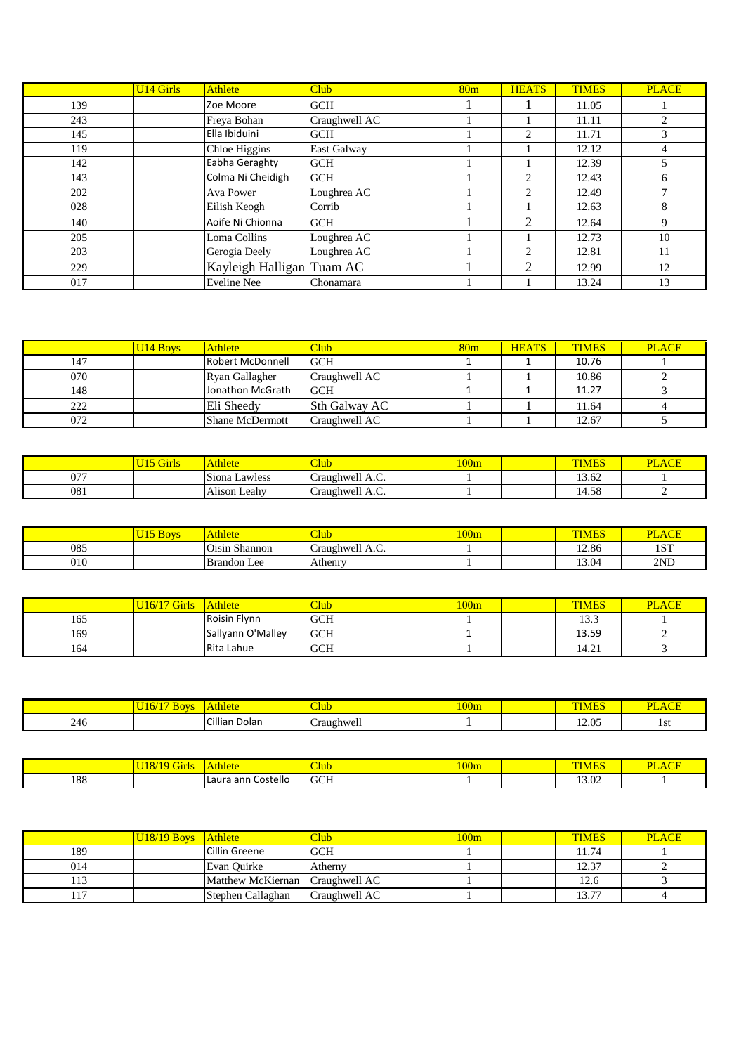|  | U14 Girls | Athlete | Club | 80m | HEATS | TIMES | PLACE |
|---|---|---|---|---|---|---|---|
| 139 |  | Zoe Moore | GCH | 1 | 1 | 11.05 | 1 |
| 243 |  | Freya Bohan | Craughwell AC | 1 | 1 | 11.11 | 2 |
| 145 |  | Ella Ibiduini | GCH | 1 | 2 | 11.71 | 3 |
| 119 |  | Chloe Higgins | East Galway | 1 | 1 | 12.12 | 4 |
| 142 |  | Eabha Geraghty | GCH | 1 | 1 | 12.39 | 5 |
| 143 |  | Colma Ni Cheidigh | GCH | 1 | 2 | 12.43 | 6 |
| 202 |  | Ava Power | Loughrea AC | 1 | 2 | 12.49 | 7 |
| 028 |  | Eilish Keogh | Corrib | 1 | 1 | 12.63 | 8 |
| 140 |  | Aoife Ni Chionna | GCH | 1 | 2 | 12.64 | 9 |
| 205 |  | Loma Collins | Loughrea AC | 1 | 1 | 12.73 | 10 |
| 203 |  | Gerogia Deely | Loughrea AC | 1 | 2 | 12.81 | 11 |
| 229 |  | Kayleigh Halligan | Tuam AC | 1 | 2 | 12.99 | 12 |
| 017 |  | Eveline Nee | Chonamara | 1 | 1 | 13.24 | 13 |

|  | U14 Boys | Athlete | Club | 80m | HEATS | TIMES | PLACE |
|---|---|---|---|---|---|---|---|
| 147 |  | Robert McDonnell | GCH | 1 | 1 | 10.76 | 1 |
| 070 |  | Ryan Gallagher | Craughwell AC | 1 | 1 | 10.86 | 2 |
| 148 |  | Jonathon McGrath | GCH | 1 | 1 | 11.27 | 3 |
| 222 |  | Eli Sheedy | Sth Galway AC | 1 | 1 | 11.64 | 4 |
| 072 |  | Shane McDermott | Craughwell AC | 1 | 1 | 12.67 | 5 |

|  | U15 Girls | Athlete | Club | 100m |  | TIMES | PLACE |
|---|---|---|---|---|---|---|---|
| 077 |  | Siona Lawless | Craughwell A.C. | 1 |  | 13.62 | 1 |
| 081 |  | Alison Leahy | Craughwell A.C. | 1 |  | 14.58 | 2 |

|  | U15 Boys | Athlete | Club | 100m |  | TIMES | PLACE |
|---|---|---|---|---|---|---|---|
| 085 |  | Oisin Shannon | Craughwell A.C. | 1 |  | 12.86 | 1ST |
| 010 |  | Brandon Lee | Athenry | 1 |  | 13.04 | 2ND |

|  | U16/17 Girls | Athlete | Club | 100m |  | TIMES | PLACE |
|---|---|---|---|---|---|---|---|
| 165 |  | Roisin Flynn | GCH | 1 |  | 13.3 | 1 |
| 169 |  | Sallyann O'Malley | GCH | 1 |  | 13.59 | 2 |
| 164 |  | Rita Lahue | GCH | 1 |  | 14.21 | 3 |

|  | U16/17 Boys | Athlete | Club | 100m |  | TIMES | PLACE |
|---|---|---|---|---|---|---|---|
| 246 |  | Cillian Dolan | Craughwell | 1 |  | 12.05 | 1st |

|  | U18/19 Girls | Athlete | Club | 100m |  | TIMES | PLACE |
|---|---|---|---|---|---|---|---|
| 188 |  | Laura ann Costello | GCH | 1 |  | 13.02 | 1 |

|  | U18/19 Boys | Athlete | Club | 100m |  | TIMES | PLACE |
|---|---|---|---|---|---|---|---|
| 189 |  | Cillin Greene | GCH | 1 |  | 11.74 | 1 |
| 014 |  | Evan Quirke | Atherny | 1 |  | 12.37 | 2 |
| 113 |  | Matthew McKiernan | Craughwell AC | 1 |  | 12.6 | 3 |
| 117 |  | Stephen Callaghan | Craughwell AC | 1 |  | 13.77 | 4 |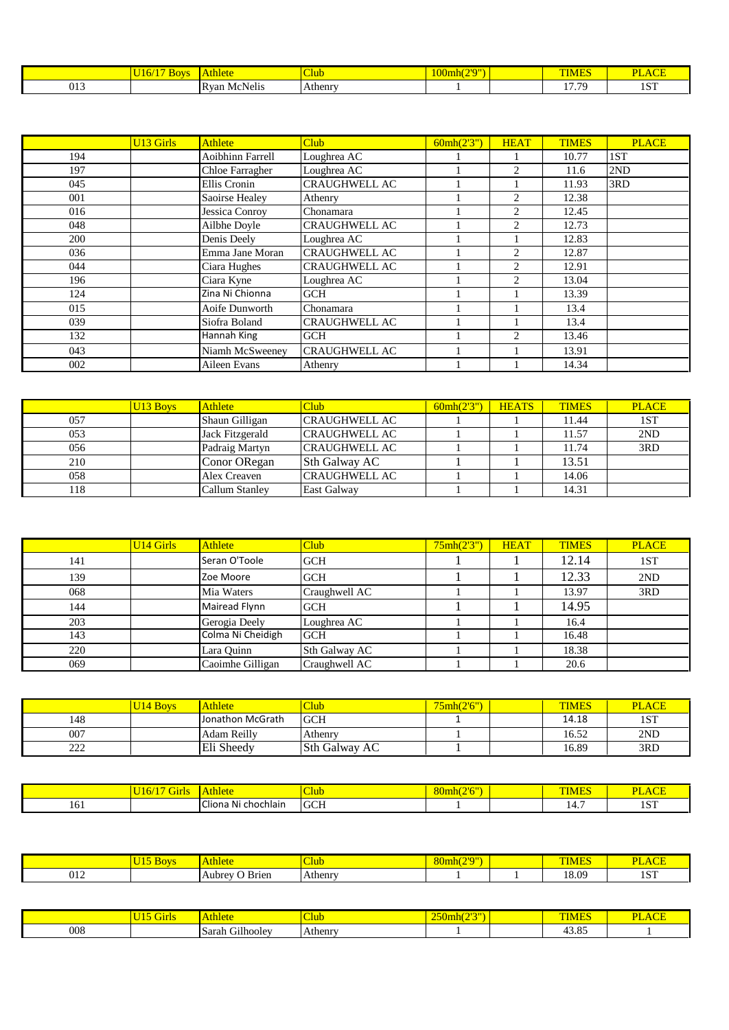| | U16/17 Boys | Athlete | Club | 100mh(2'9") | | TIMES | PLACE |
|---|---|---|---|---|---|---|---|
| 013 | | Ryan McNelis | Athenry | 1 | | 17.79 | 1ST |

| | U13 Girls | Athlete | Club | 60mh(2'3") | HEAT | TIMES | PLACE |
|---|---|---|---|---|---|---|---|
| 194 | | Aoibhinn Farrell | Loughrea AC | 1 | 1 | 10.77 | 1ST |
| 197 | | Chloe Farragher | Loughrea AC | 1 | 2 | 11.6 | 2ND |
| 045 | | Ellis Cronin | CRAUGHWELL AC | 1 | 1 | 11.93 | 3RD |
| 001 | | Saoirse Healey | Athenry | 1 | 2 | 12.38 | |
| 016 | | Jessica Conroy | Chonamara | 1 | 2 | 12.45 | |
| 048 | | Ailbhe Doyle | CRAUGHWELL AC | 1 | 2 | 12.73 | |
| 200 | | Denis Deely | Loughrea AC | 1 | 1 | 12.83 | |
| 036 | | Emma Jane Moran | CRAUGHWELL AC | 1 | 2 | 12.87 | |
| 044 | | Ciara Hughes | CRAUGHWELL AC | 1 | 2 | 12.91 | |
| 196 | | Ciara Kyne | Loughrea AC | 1 | 2 | 13.04 | |
| 124 | | Zina Ni Chionna | GCH | 1 | 1 | 13.39 | |
| 015 | | Aoife Dunworth | Chonamara | 1 | 1 | 13.4 | |
| 039 | | Siofra Boland | CRAUGHWELL AC | 1 | 1 | 13.4 | |
| 132 | | Hannah King | GCH | 1 | 2 | 13.46 | |
| 043 | | Niamh McSweeney | CRAUGHWELL AC | 1 | 1 | 13.91 | |
| 002 | | Aileen Evans | Athenry | 1 | 1 | 14.34 | |

| | U13 Boys | Athlete | Club | 60mh(2'3") | HEATS | TIMES | PLACE |
|---|---|---|---|---|---|---|---|
| 057 | | Shaun Gilligan | CRAUGHWELL AC | 1 | 1 | 11.44 | 1ST |
| 053 | | Jack Fitzgerald | CRAUGHWELL AC | 1 | 1 | 11.57 | 2ND |
| 056 | | Padraig Martyn | CRAUGHWELL AC | 1 | 1 | 11.74 | 3RD |
| 210 | | Conor ORegan | Sth Galway AC | 1 | 1 | 13.51 | |
| 058 | | Alex Creaven | CRAUGHWELL AC | 1 | 1 | 14.06 | |
| 118 | | Callum Stanley | East Galway | 1 | 1 | 14.31 | |

| | U14 Girls | Athlete | Club | 75mh(2'3") | HEAT | TIMES | PLACE |
|---|---|---|---|---|---|---|---|
| 141 | | Seran O'Toole | GCH | 1 | 1 | 12.14 | 1ST |
| 139 | | Zoe Moore | GCH | 1 | 1 | 12.33 | 2ND |
| 068 | | Mia Waters | Craughwell AC | 1 | 1 | 13.97 | 3RD |
| 144 | | Mairead Flynn | GCH | 1 | 1 | 14.95 | |
| 203 | | Gerogia Deely | Loughrea AC | 1 | 1 | 16.4 | |
| 143 | | Colma Ni Cheidigh | GCH | 1 | 1 | 16.48 | |
| 220 | | Lara Quinn | Sth Galway AC | 1 | 1 | 18.38 | |
| 069 | | Caoimhe Gilligan | Craughwell AC | 1 | 1 | 20.6 | |

| | U14 Boys | Athlete | Club | 75mh(2'6") | | TIMES | PLACE |
|---|---|---|---|---|---|---|---|
| 148 | | Jonathon McGrath | GCH | 1 | | 14.18 | 1ST |
| 007 | | Adam Reilly | Athenry | 1 | | 16.52 | 2ND |
| 222 | | Eli Sheedy | Sth Galway AC | 1 | | 16.89 | 3RD |

| | U16/17 Girls | Athlete | Club | 80mh(2'6") | | TIMES | PLACE |
|---|---|---|---|---|---|---|---|
| 161 | | Cliona Ni chochlain | GCH | 1 | | 14.7 | 1ST |

| | U15 Boys | Athlete | Club | 80mh(2'9") | | TIMES | PLACE |
|---|---|---|---|---|---|---|---|
| 012 | | Aubrey O Brien | Athenry | 1 | 1 | 18.09 | 1ST |

| | U15 Girls | Athlete | Club | 250mh(2'3") | | TIMES | PLACE |
|---|---|---|---|---|---|---|---|
| 008 | | Sarah Gilhooley | Athenry | 1 | | 43.85 | 1 |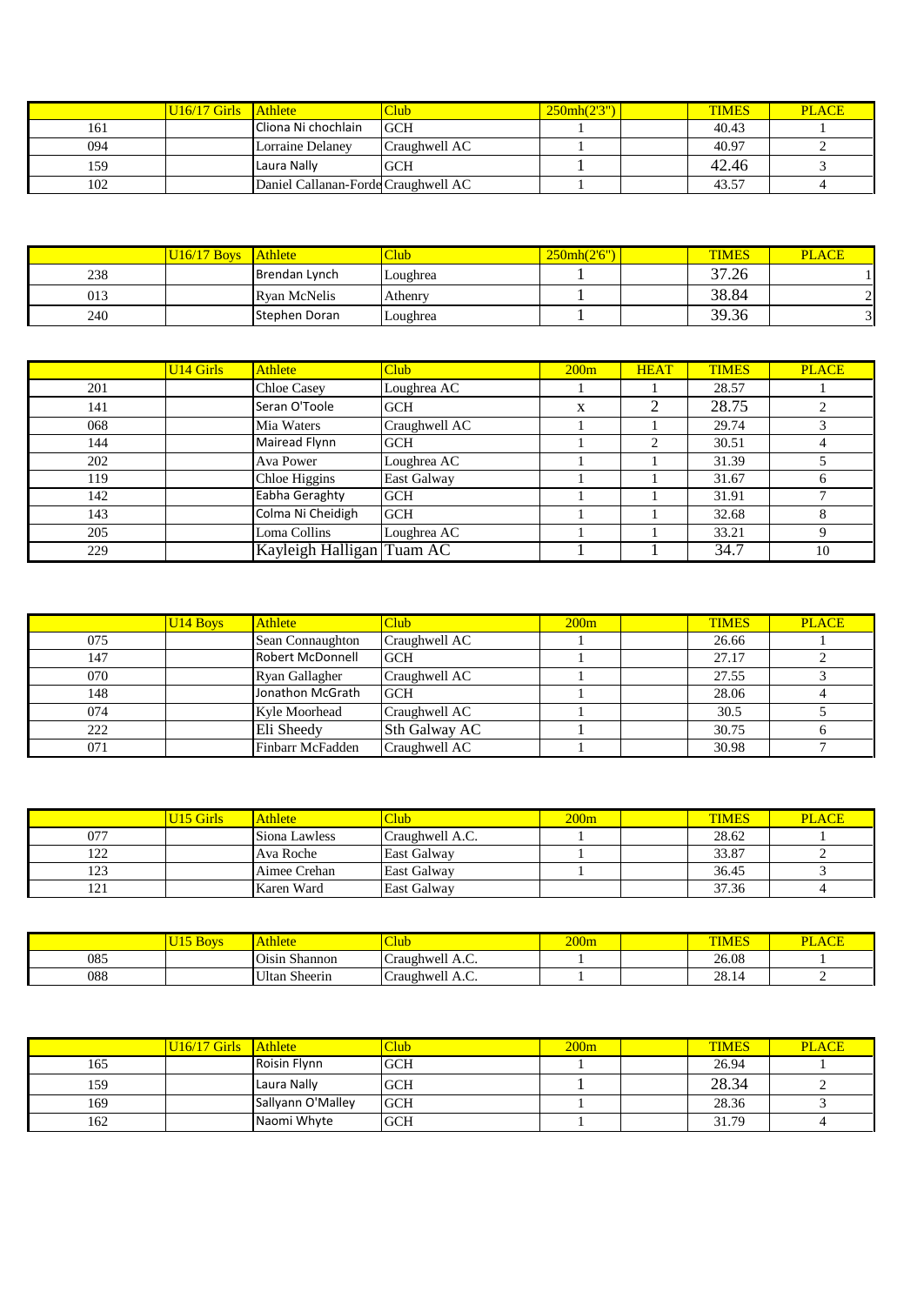| | U16/17 Girls | Athlete | Club | 250mh(2'3") | | TIMES | PLACE |
|---|---|---|---|---|---|---|---|
| 161 | | Cliona Ni chochlain | GCH | 1 | | 40.43 | 1 |
| 094 | | Lorraine Delaney | Craughwell AC | 1 | | 40.97 | 2 |
| 159 | | Laura Nally | GCH | 1 | | 42.46 | 3 |
| 102 | | Daniel Callanan-Forde | Craughwell AC | 1 | | 43.57 | 4 |

| | U16/17 Boys | Athlete | Club | 250mh(2'6") | | TIMES | PLACE |
|---|---|---|---|---|---|---|---|
| 238 | | Brendan Lynch | Loughrea | 1 | | 37.26 | 1 |
| 013 | | Ryan McNelis | Athenry | 1 | | 38.84 | 2 |
| 240 | | Stephen Doran | Loughrea | 1 | | 39.36 | 3 |

| | U14 Girls | Athlete | Club | 200m | HEAT | TIMES | PLACE |
|---|---|---|---|---|---|---|---|
| 201 | | Chloe Casey | Loughrea AC | 1 | 1 | 28.57 | 1 |
| 141 | | Seran O'Toole | GCH | x | 2 | 28.75 | 2 |
| 068 | | Mia Waters | Craughwell AC | 1 | 1 | 29.74 | 3 |
| 144 | | Mairead Flynn | GCH | 1 | 2 | 30.51 | 4 |
| 202 | | Ava Power | Loughrea AC | 1 | 1 | 31.39 | 5 |
| 119 | | Chloe Higgins | East Galway | 1 | 1 | 31.67 | 6 |
| 142 | | Eabha Geraghty | GCH | 1 | 1 | 31.91 | 7 |
| 143 | | Colma Ni Cheidigh | GCH | 1 | 1 | 32.68 | 8 |
| 205 | | Loma Collins | Loughrea AC | 1 | 1 | 33.21 | 9 |
| 229 | | Kayleigh Halligan | Tuam AC | 1 | 1 | 34.7 | 10 |

| | U14 Boys | Athlete | Club | 200m | | TIMES | PLACE |
|---|---|---|---|---|---|---|---|
| 075 | | Sean Connaughton | Craughwell AC | 1 | | 26.66 | 1 |
| 147 | | Robert McDonnell | GCH | 1 | | 27.17 | 2 |
| 070 | | Ryan Gallagher | Craughwell AC | 1 | | 27.55 | 3 |
| 148 | | Jonathon McGrath | GCH | 1 | | 28.06 | 4 |
| 074 | | Kyle Moorhead | Craughwell AC | 1 | | 30.5 | 5 |
| 222 | | Eli Sheedy | Sth Galway AC | 1 | | 30.75 | 6 |
| 071 | | Finbarr McFadden | Craughwell AC | 1 | | 30.98 | 7 |

| | U15 Girls | Athlete | Club | 200m | | TIMES | PLACE |
|---|---|---|---|---|---|---|---|
| 077 | | Siona Lawless | Craughwell A.C. | 1 | | 28.62 | 1 |
| 122 | | Ava Roche | East Galway | 1 | | 33.87 | 2 |
| 123 | | Aimee Crehan | East Galway | 1 | | 36.45 | 3 |
| 121 | | Karen Ward | East Galway | | | 37.36 | 4 |

| | U15 Boys | Athlete | Club | 200m | | TIMES | PLACE |
|---|---|---|---|---|---|---|---|
| 085 | | Oisin Shannon | Craughwell A.C. | 1 | | 26.08 | 1 |
| 088 | | Ultan Sheerin | Craughwell A.C. | 1 | | 28.14 | 2 |

| | U16/17 Girls | Athlete | Club | 200m | | TIMES | PLACE |
|---|---|---|---|---|---|---|---|
| 165 | | Roisin Flynn | GCH | 1 | | 26.94 | 1 |
| 159 | | Laura Nally | GCH | 1 | | 28.34 | 2 |
| 169 | | Sallyann O'Malley | GCH | 1 | | 28.36 | 3 |
| 162 | | Naomi Whyte | GCH | 1 | | 31.79 | 4 |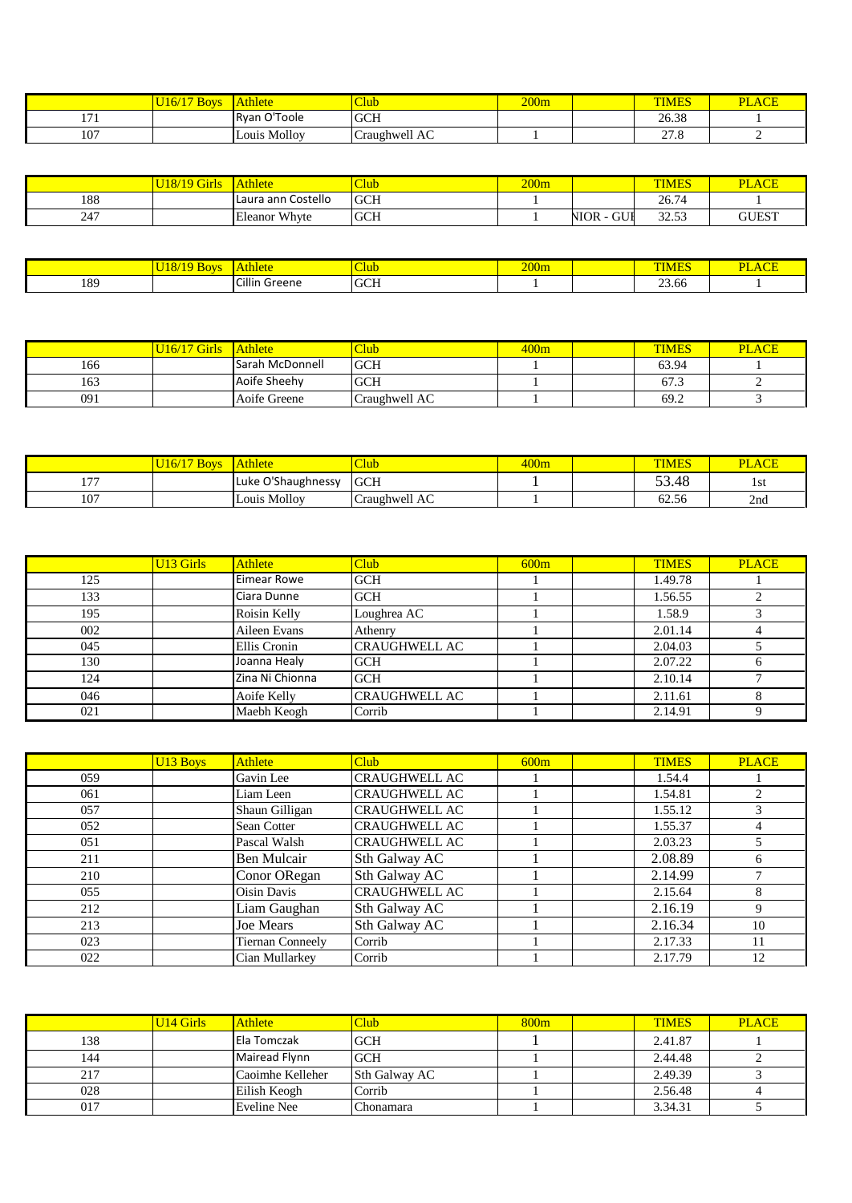| | U16/17 Boys | Athlete | Club | 200m | | TIMES | PLACE |
|---|---|---|---|---|---|---|---|
| 171 | | Ryan O'Toole | GCH | | | 26.38 | 1 |
| 107 | | Louis Molloy | Craughwell AC | 1 | | 27.8 | 2 |

| | U18/19 Girls | Athlete | Club | 200m | | TIMES | PLACE |
|---|---|---|---|---|---|---|---|
| 188 | | Laura ann Costello | GCH | 1 | | 26.74 | 1 |
| 247 | | Eleanor Whyte | GCH | 1 | NIOR - GUE | 32.53 | GUEST |

| | U18/19 Boys | Athlete | Club | 200m | | TIMES | PLACE |
|---|---|---|---|---|---|---|---|
| 189 | | Cillin Greene | GCH | 1 | | 23.66 | 1 |

| | U16/17 Girls | Athlete | Club | 400m | | TIMES | PLACE |
|---|---|---|---|---|---|---|---|
| 166 | | Sarah McDonnell | GCH | 1 | | 63.94 | 1 |
| 163 | | Aoife Sheehy | GCH | 1 | | 67.3 | 2 |
| 091 | | Aoife Greene | Craughwell AC | 1 | | 69.2 | 3 |

| | U16/17 Boys | Athlete | Club | 400m | | TIMES | PLACE |
|---|---|---|---|---|---|---|---|
| 177 | | Luke O'Shaughnessy | GCH | 1 | | 53.48 | 1st |
| 107 | | Louis Molloy | Craughwell AC | 1 | | 62.56 | 2nd |

| | U13 Girls | Athlete | Club | 600m | | TIMES | PLACE |
|---|---|---|---|---|---|---|---|
| 125 | | Eimear Rowe | GCH | 1 | | 1.49.78 | 1 |
| 133 | | Ciara Dunne | GCH | 1 | | 1.56.55 | 2 |
| 195 | | Roisin Kelly | Loughrea AC | 1 | | 1.58.9 | 3 |
| 002 | | Aileen Evans | Athenry | 1 | | 2.01.14 | 4 |
| 045 | | Ellis Cronin | CRAUGHWELL AC | 1 | | 2.04.03 | 5 |
| 130 | | Joanna Healy | GCH | 1 | | 2.07.22 | 6 |
| 124 | | Zina Ni Chionna | GCH | 1 | | 2.10.14 | 7 |
| 046 | | Aoife Kelly | CRAUGHWELL AC | 1 | | 2.11.61 | 8 |
| 021 | | Maebh Keogh | Corrib | 1 | | 2.14.91 | 9 |

| | U13 Boys | Athlete | Club | 600m | | TIMES | PLACE |
|---|---|---|---|---|---|---|---|
| 059 | | Gavin Lee | CRAUGHWELL AC | 1 | | 1.54.4 | 1 |
| 061 | | Liam Leen | CRAUGHWELL AC | 1 | | 1.54.81 | 2 |
| 057 | | Shaun Gilligan | CRAUGHWELL AC | 1 | | 1.55.12 | 3 |
| 052 | | Sean Cotter | CRAUGHWELL AC | 1 | | 1.55.37 | 4 |
| 051 | | Pascal Walsh | CRAUGHWELL AC | 1 | | 2.03.23 | 5 |
| 211 | | Ben Mulcair | Sth Galway AC | 1 | | 2.08.89 | 6 |
| 210 | | Conor ORegan | Sth Galway AC | 1 | | 2.14.99 | 7 |
| 055 | | Oisin Davis | CRAUGHWELL AC | 1 | | 2.15.64 | 8 |
| 212 | | Liam Gaughan | Sth Galway AC | 1 | | 2.16.19 | 9 |
| 213 | | Joe Mears | Sth Galway AC | 1 | | 2.16.34 | 10 |
| 023 | | Tiernan Conneely | Corrib | 1 | | 2.17.33 | 11 |
| 022 | | Cian Mullarkey | Corrib | 1 | | 2.17.79 | 12 |

| | U14 Girls | Athlete | Club | 800m | | TIMES | PLACE |
|---|---|---|---|---|---|---|---|
| 138 | | Ela Tomczak | GCH | 1 | | 2.41.87 | 1 |
| 144 | | Mairead Flynn | GCH | 1 | | 2.44.48 | 2 |
| 217 | | Caoimhe Kelleher | Sth Galway AC | 1 | | 2.49.39 | 3 |
| 028 | | Eilish Keogh | Corrib | 1 | | 2.56.48 | 4 |
| 017 | | Eveline Nee | Chonamara | 1 | | 3.34.31 | 5 |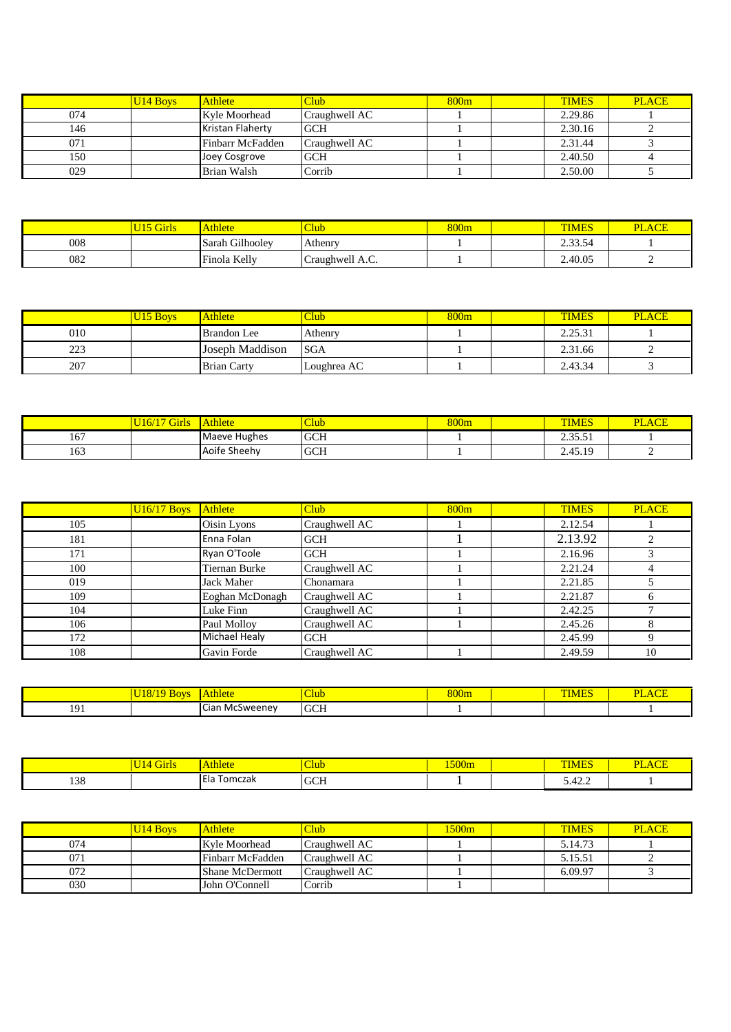| | U14 Boys | Athlete | Club | 800m | | TIMES | PLACE |
|---|---|---|---|---|---|---|---|
| 074 | | Kyle Moorhead | Craughwell AC | 1 | | 2.29.86 | 1 |
| 146 | | Kristan Flaherty | GCH | 1 | | 2.30.16 | 2 |
| 071 | | Finbarr McFadden | Craughwell AC | 1 | | 2.31.44 | 3 |
| 150 | | Joey Cosgrove | GCH | 1 | | 2.40.50 | 4 |
| 029 | | Brian Walsh | Corrib | 1 | | 2.50.00 | 5 |

| | U15 Girls | Athlete | Club | 800m | | TIMES | PLACE |
|---|---|---|---|---|---|---|---|
| 008 | | Sarah Gilhooley | Athenry | 1 | | 2.33.54 | 1 |
| 082 | | Finola Kelly | Craughwell A.C. | 1 | | 2.40.05 | 2 |

| | U15 Boys | Athlete | Club | 800m | | TIMES | PLACE |
|---|---|---|---|---|---|---|---|
| 010 | | Brandon Lee | Athenry | 1 | | 2.25.31 | 1 |
| 223 | | Joseph Maddison | SGA | 1 | | 2.31.66 | 2 |
| 207 | | Brian Carty | Loughrea AC | 1 | | 2.43.34 | 3 |

| | U16/17 Girls | Athlete | Club | 800m | | TIMES | PLACE |
|---|---|---|---|---|---|---|---|
| 167 | | Maeve Hughes | GCH | 1 | | 2.35.51 | 1 |
| 163 | | Aoife Sheehy | GCH | 1 | | 2.45.19 | 2 |

| | U16/17 Boys | Athlete | Club | 800m | | TIMES | PLACE |
|---|---|---|---|---|---|---|---|
| 105 | | Oisin Lyons | Craughwell AC | 1 | | 2.12.54 | 1 |
| 181 | | Enna Folan | GCH | 1 | | 2.13.92 | 2 |
| 171 | | Ryan O'Toole | GCH | 1 | | 2.16.96 | 3 |
| 100 | | Tiernan Burke | Craughwell AC | 1 | | 2.21.24 | 4 |
| 019 | | Jack Maher | Chonamara | 1 | | 2.21.85 | 5 |
| 109 | | Eoghan McDonagh | Craughwell AC | 1 | | 2.21.87 | 6 |
| 104 | | Luke Finn | Craughwell AC | 1 | | 2.42.25 | 7 |
| 106 | | Paul Molloy | Craughwell AC | 1 | | 2.45.26 | 8 |
| 172 | | Michael Healy | GCH | | | 2.45.99 | 9 |
| 108 | | Gavin Forde | Craughwell AC | 1 | | 2.49.59 | 10 |

| | U18/19 Boys | Athlete | Club | 800m | | TIMES | PLACE |
|---|---|---|---|---|---|---|---|
| 191 | | Cian McSweeney | GCH | 1 | | | 1 |

| | U14 Girls | Athlete | Club | 1500m | | TIMES | PLACE |
|---|---|---|---|---|---|---|---|
| 138 | | Ela Tomczak | GCH | 1 | | 5.42.2 | 1 |

| | U14 Boys | Athlete | Club | 1500m | | TIMES | PLACE |
|---|---|---|---|---|---|---|---|
| 074 | | Kyle Moorhead | Craughwell AC | 1 | | 5.14.73 | 1 |
| 071 | | Finbarr McFadden | Craughwell AC | 1 | | 5.15.51 | 2 |
| 072 | | Shane McDermott | Craughwell AC | 1 | | 6.09.97 | 3 |
| 030 | | John O'Connell | Corrib | 1 | | | |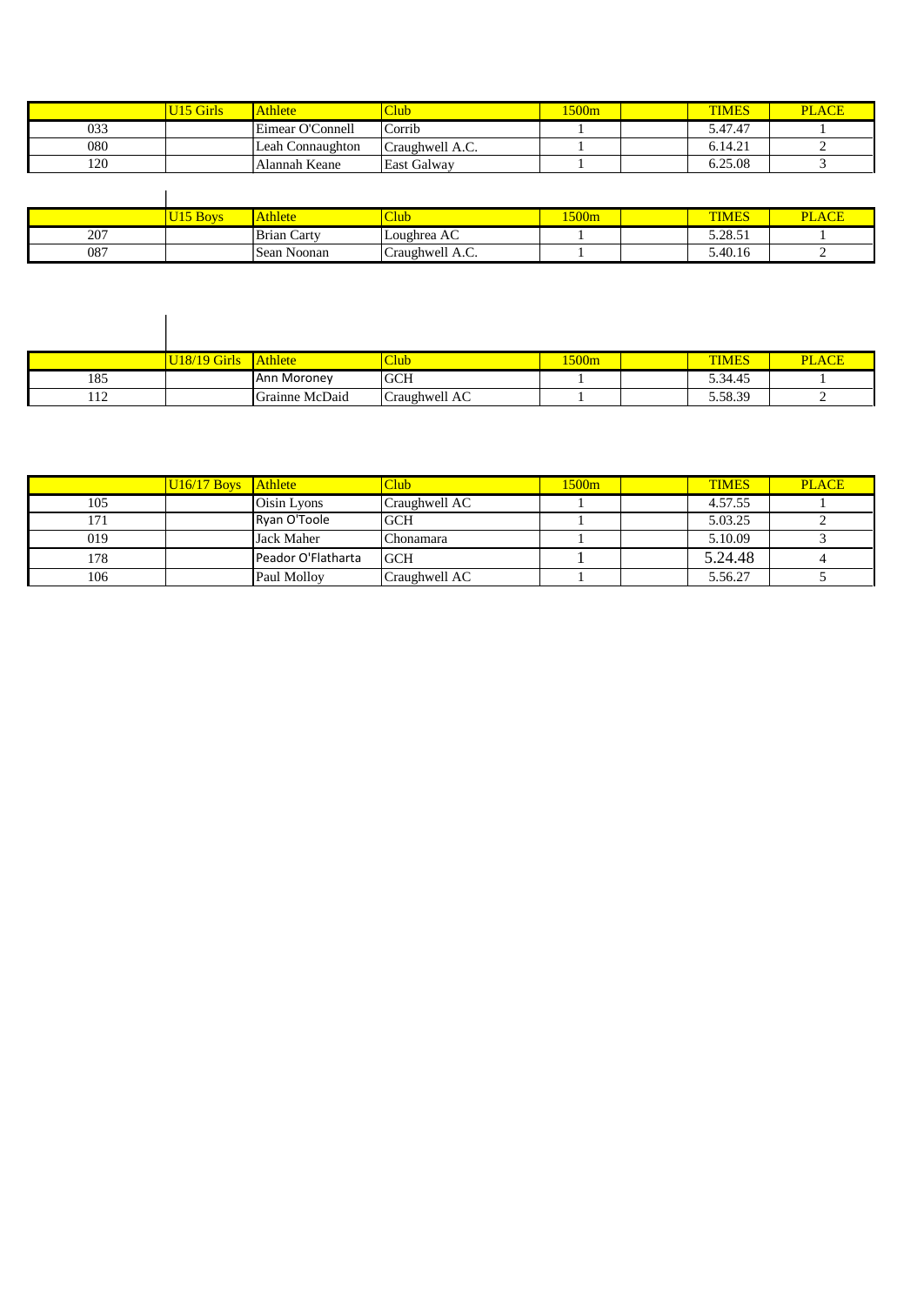| | U15 Girls | Athlete | Club | 1500m | | TIMES | PLACE |
|---|---|---|---|---|---|---|---|
| 033 | | Eimear O'Connell | Corrib | 1 | | 5.47.47 | 1 |
| 080 | | Leah Connaughton | Craughwell A.C. | 1 | | 6.14.21 | 2 |
| 120 | | Alannah Keane | East Galway | 1 | | 6.25.08 | 3 |

| | U15 Boys | Athlete | Club | 1500m | | TIMES | PLACE |
|---|---|---|---|---|---|---|---|
| 207 | | Brian Carty | Loughrea AC | 1 | | 5.28.51 | 1 |
| 087 | | Sean Noonan | Craughwell A.C. | 1 | | 5.40.16 | 2 |

| | U18/19 Girls | Athlete | Club | 1500m | | TIMES | PLACE |
|---|---|---|---|---|---|---|---|
| 185 | | Ann Moroney | GCH | 1 | | 5.34.45 | 1 |
| 112 | | Grainne McDaid | Craughwell AC | 1 | | 5.58.39 | 2 |

| | U16/17 Boys | Athlete | Club | 1500m | | TIMES | PLACE |
|---|---|---|---|---|---|---|---|
| 105 | | Oisin Lyons | Craughwell AC | 1 | | 4.57.55 | 1 |
| 171 | | Ryan O'Toole | GCH | 1 | | 5.03.25 | 2 |
| 019 | | Jack Maher | Chonamara | 1 | | 5.10.09 | 3 |
| 178 | | Peador O'Flatharta | GCH | 1 | | 5.24.48 | 4 |
| 106 | | Paul Molloy | Craughwell AC | 1 | | 5.56.27 | 5 |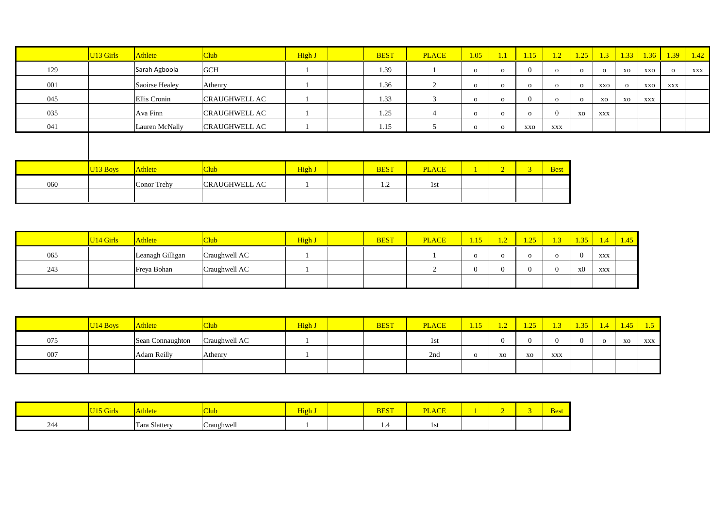| | U13 Girls | Athlete | Club | High J | | BEST | PLACE | 1.05 | 1.1 | 1.15 | 1.2 | 1.25 | 1.3 | 1.33 | 1.36 | 1.39 | 1.42 |
|---|---|---|---|---|---|---|---|---|---|---|---|---|---|---|---|---|---|
| 129 | | Sarah Agboola | GCH | 1 | | 1.39 | 1 | o | o | 0 | o | o | o | xo | xxo | o | xxx |
| 001 | | Saoirse Healey | Athenry | 1 | | 1.36 | 2 | o | o | o | o | o | xxo | o | xxo | xxx | |
| 045 | | Ellis Cronin | CRAUGHWELL AC | 1 | | 1.33 | 3 | o | o | 0 | o | o | xo | xo | xxx | | |
| 035 | | Ava Finn | CRAUGHWELL AC | 1 | | 1.25 | 4 | o | o | o | 0 | xo | xxx | | | | |
| 041 | | Lauren McNally | CRAUGHWELL AC | 1 | | 1.15 | 5 | o | o | xxo | xxx | | | | | | |

| | U13 Boys | Athlete | Club | High J | | BEST | PLACE | 1 | 2 | 3 | Best |
|---|---|---|---|---|---|---|---|---|---|---|---|
| 060 | | Conor Trehy | CRAUGHWELL AC | 1 | | 1.2 | 1st | | | | |
| | | | | | | | | | | | |

| | U14 Girls | Athlete | Club | High J | | BEST | PLACE | 1.15 | 1.2 | 1.25 | 1.3 | 1.35 | 1.4 | 1.45 |
|---|---|---|---|---|---|---|---|---|---|---|---|---|---|---|
| 065 | | Leanagh Gilligan | Craughwell AC | 1 | | | 1 | o | o | o | o | 0 | xxx | |
| 243 | | Freya Bohan | Craughwell AC | 1 | | | 2 | 0 | 0 | 0 | 0 | x0 | xxx | |
| | | | | | | | | | | | | | | |

| | U14 Boys | Athlete | Club | High J | | BEST | PLACE | 1.15 | 1.2 | 1.25 | 1.3 | 1.35 | 1.4 | 1.45 | 1.5 |
|---|---|---|---|---|---|---|---|---|---|---|---|---|---|---|---|
| 075 | | Sean Connaughton | Craughwell AC | 1 | | | 1st | | 0 | 0 | 0 | 0 | o | xo | xxx |
| 007 | | Adam Reilly | Athenry | 1 | | | 2nd | o | xo | xo | xxx | | | | |
| | | | | | | | | | | | | | | | |

| | U15 Girls | Athlete | Club | High J | | BEST | PLACE | 1 | 2 | 3 | Best |
|---|---|---|---|---|---|---|---|---|---|---|---|
| 244 | | Tara Slattery | Craughwell | 1 | | 1.4 | 1st | | | | |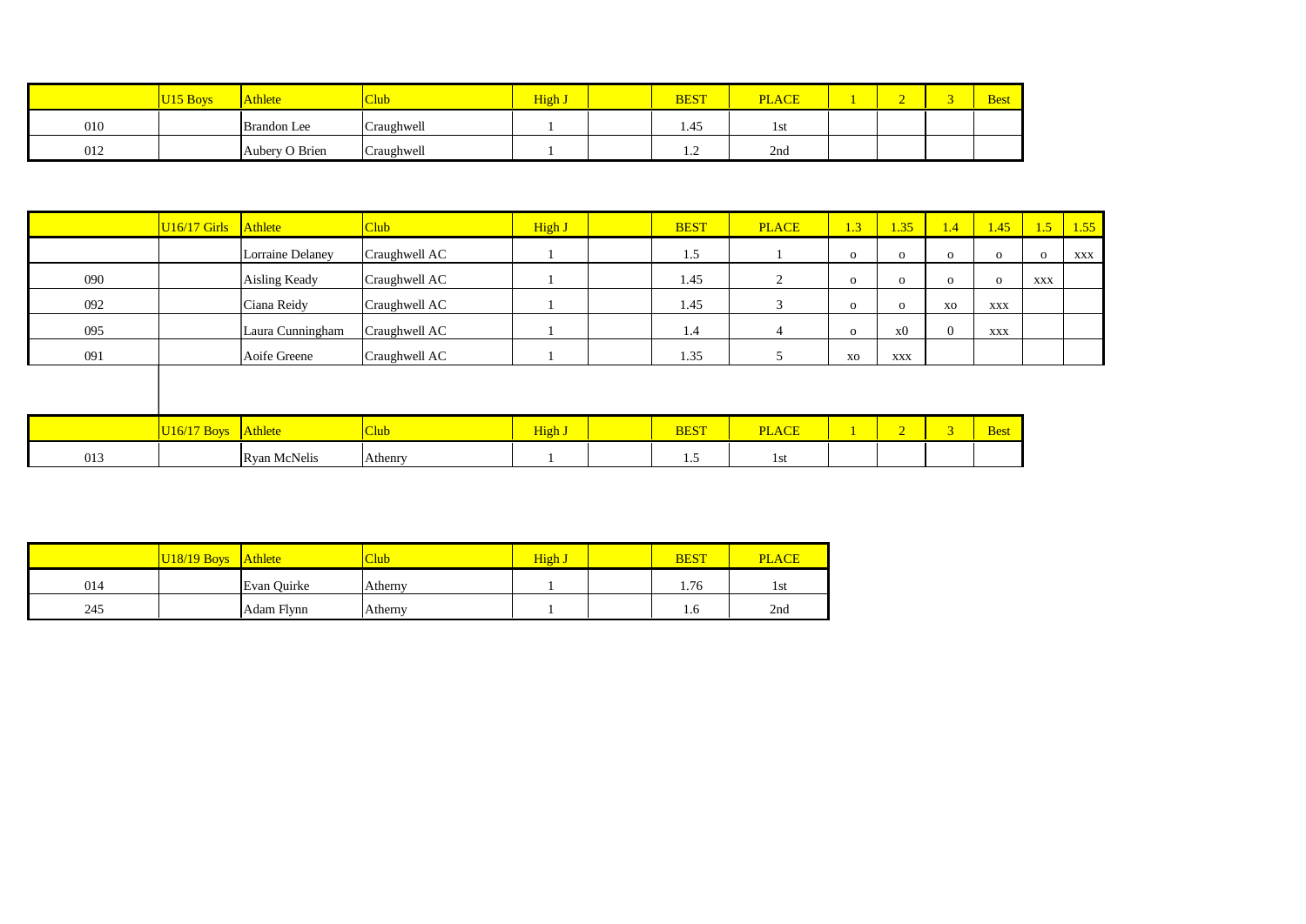| | U15 Boys | Athlete | Club | High J | | BEST | PLACE | 1 | 2 | 3 | Best |
|---|---|---|---|---|---|---|---|---|---|---|---|
| 010 | | Brandon Lee | Craughwell | 1 | | 1.45 | 1st | | | | |
| 012 | | Aubery O Brien | Craughwell | 1 | | 1.2 | 2nd | | | | |

| | U16/17 Girls | Athlete | Club | High J | | BEST | PLACE | 1.3 | 1.35 | 1.4 | 1.45 | 1.5 | 1.55 |
|---|---|---|---|---|---|---|---|---|---|---|---|---|---|
| | | Lorraine Delaney | Craughwell AC | 1 | | 1.5 | 1 | o | o | o | o | o | xxx |
| 090 | | Aisling Keady | Craughwell AC | 1 | | 1.45 | 2 | o | o | o | o | xxx | |
| 092 | | Ciana Reidy | Craughwell AC | 1 | | 1.45 | 3 | o | o | xo | xxx | | |
| 095 | | Laura Cunningham | Craughwell AC | 1 | | 1.4 | 4 | o | x0 | 0 | xxx | | |
| 091 | | Aoife Greene | Craughwell AC | 1 | | 1.35 | 5 | xo | xxx | | | | |

| | U16/17 Boys | Athlete | Club | High J | | BEST | PLACE | 1 | 2 | 3 | Best |
|---|---|---|---|---|---|---|---|---|---|---|---|
| 013 | | Ryan McNelis | Athenry | 1 | | 1.5 | 1st | | | | |

| | U18/19 Boys | Athlete | Club | High J | | BEST | PLACE |
|---|---|---|---|---|---|---|---|
| 014 | | Evan Quirke | Atherny | 1 | | 1.76 | 1st |
| 245 | | Adam Flynn | Atherny | 1 | | 1.6 | 2nd |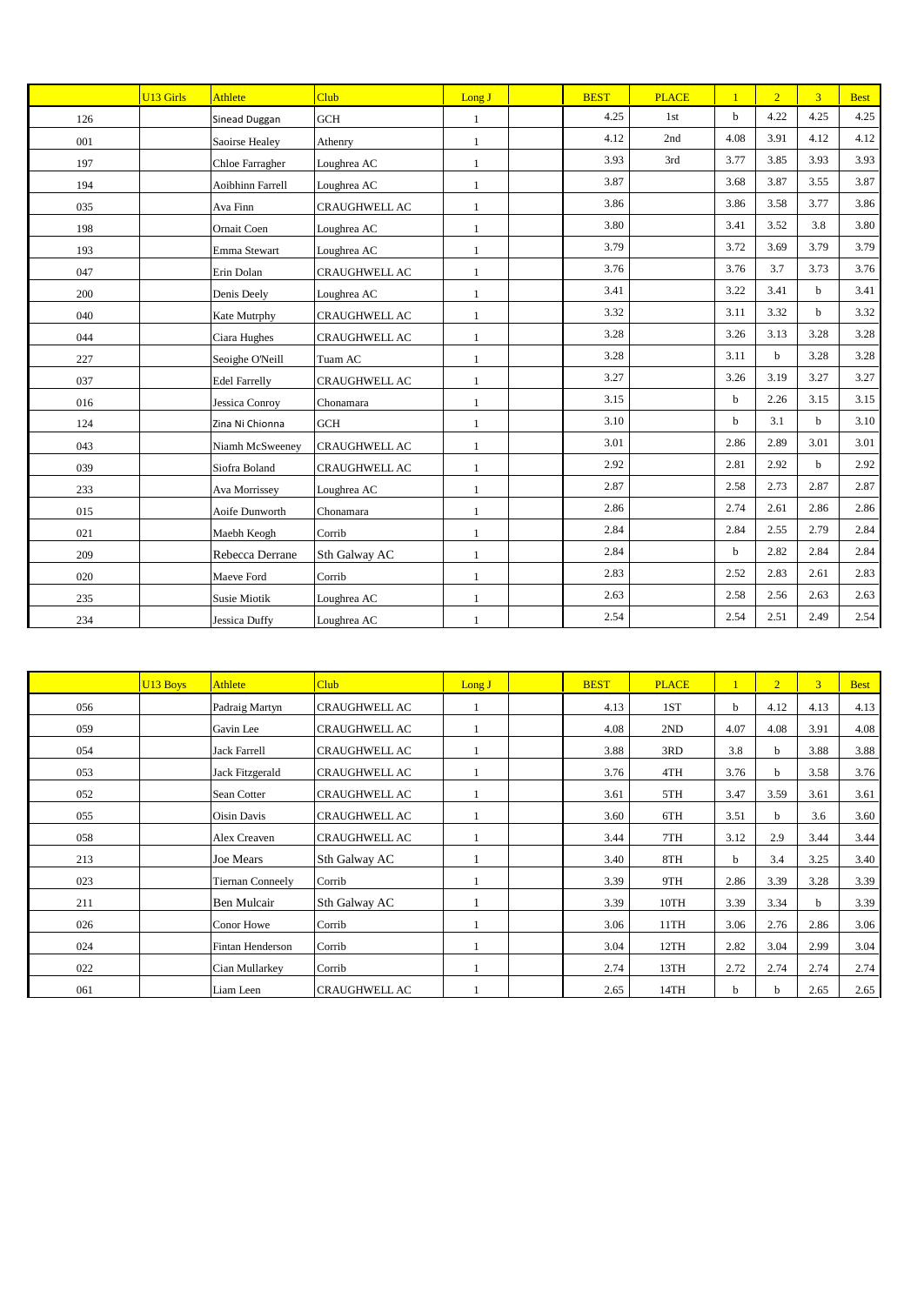| | U13 Girls | Athlete | Club | Long J | | BEST | PLACE | 1 | 2 | 3 | Best |
|---|---|---|---|---|---|---|---|---|---|---|---|
| 126 | | Sinead Duggan | GCH | 1 | | 4.25 | 1st | b | 4.22 | 4.25 | 4.25 |
| 001 | | Saoirse Healey | Athenry | 1 | | 4.12 | 2nd | 4.08 | 3.91 | 4.12 | 4.12 |
| 197 | | Chloe Farragher | Loughrea AC | 1 | | 3.93 | 3rd | 3.77 | 3.85 | 3.93 | 3.93 |
| 194 | | Aoibhinn Farrell | Loughrea AC | 1 | | 3.87 | | 3.68 | 3.87 | 3.55 | 3.87 |
| 035 | | Ava Finn | CRAUGHWELL AC | 1 | | 3.86 | | 3.86 | 3.58 | 3.77 | 3.86 |
| 198 | | Ornait Coen | Loughrea AC | 1 | | 3.80 | | 3.41 | 3.52 | 3.8 | 3.80 |
| 193 | | Emma Stewart | Loughrea AC | 1 | | 3.79 | | 3.72 | 3.69 | 3.79 | 3.79 |
| 047 | | Erin Dolan | CRAUGHWELL AC | 1 | | 3.76 | | 3.76 | 3.7 | 3.73 | 3.76 |
| 200 | | Denis Deely | Loughrea AC | 1 | | 3.41 | | 3.22 | 3.41 | b | 3.41 |
| 040 | | Kate Mutrphy | CRAUGHWELL AC | 1 | | 3.32 | | 3.11 | 3.32 | b | 3.32 |
| 044 | | Ciara Hughes | CRAUGHWELL AC | 1 | | 3.28 | | 3.26 | 3.13 | 3.28 | 3.28 |
| 227 | | Seoighe O'Neill | Tuam AC | 1 | | 3.28 | | 3.11 | b | 3.28 | 3.28 |
| 037 | | Edel Farrelly | CRAUGHWELL AC | 1 | | 3.27 | | 3.26 | 3.19 | 3.27 | 3.27 |
| 016 | | Jessica Conroy | Chonamara | 1 | | 3.15 | | b | 2.26 | 3.15 | 3.15 |
| 124 | | Zina Ni Chionna | GCH | 1 | | 3.10 | | b | 3.1 | b | 3.10 |
| 043 | | Niamh McSweeney | CRAUGHWELL AC | 1 | | 3.01 | | 2.86 | 2.89 | 3.01 | 3.01 |
| 039 | | Siofra Boland | CRAUGHWELL AC | 1 | | 2.92 | | 2.81 | 2.92 | b | 2.92 |
| 233 | | Ava Morrissey | Loughrea AC | 1 | | 2.87 | | 2.58 | 2.73 | 2.87 | 2.87 |
| 015 | | Aoife Dunworth | Chonamara | 1 | | 2.86 | | 2.74 | 2.61 | 2.86 | 2.86 |
| 021 | | Maebh Keogh | Corrib | 1 | | 2.84 | | 2.84 | 2.55 | 2.79 | 2.84 |
| 209 | | Rebecca Derrane | Sth Galway AC | 1 | | 2.84 | | b | 2.82 | 2.84 | 2.84 |
| 020 | | Maeve Ford | Corrib | 1 | | 2.83 | | 2.52 | 2.83 | 2.61 | 2.83 |
| 235 | | Susie Miotik | Loughrea AC | 1 | | 2.63 | | 2.58 | 2.56 | 2.63 | 2.63 |
| 234 | | Jessica Duffy | Loughrea AC | 1 | | 2.54 | | 2.54 | 2.51 | 2.49 | 2.54 |

| | U13 Boys | Athlete | Club | Long J | | BEST | PLACE | 1 | 2 | 3 | Best |
|---|---|---|---|---|---|---|---|---|---|---|---|
| 056 | | Padraig Martyn | CRAUGHWELL AC | 1 | | 4.13 | 1ST | b | 4.12 | 4.13 | 4.13 |
| 059 | | Gavin Lee | CRAUGHWELL AC | 1 | | 4.08 | 2ND | 4.07 | 4.08 | 3.91 | 4.08 |
| 054 | | Jack Farrell | CRAUGHWELL AC | 1 | | 3.88 | 3RD | 3.8 | b | 3.88 | 3.88 |
| 053 | | Jack Fitzgerald | CRAUGHWELL AC | 1 | | 3.76 | 4TH | 3.76 | b | 3.58 | 3.76 |
| 052 | | Sean Cotter | CRAUGHWELL AC | 1 | | 3.61 | 5TH | 3.47 | 3.59 | 3.61 | 3.61 |
| 055 | | Oisin Davis | CRAUGHWELL AC | 1 | | 3.60 | 6TH | 3.51 | b | 3.6 | 3.60 |
| 058 | | Alex Creaven | CRAUGHWELL AC | 1 | | 3.44 | 7TH | 3.12 | 2.9 | 3.44 | 3.44 |
| 213 | | Joe Mears | Sth Galway AC | 1 | | 3.40 | 8TH | b | 3.4 | 3.25 | 3.40 |
| 023 | | Tiernan Conneely | Corrib | 1 | | 3.39 | 9TH | 2.86 | 3.39 | 3.28 | 3.39 |
| 211 | | Ben Mulcair | Sth Galway AC | 1 | | 3.39 | 10TH | 3.39 | 3.34 | b | 3.39 |
| 026 | | Conor Howe | Corrib | 1 | | 3.06 | 11TH | 3.06 | 2.76 | 2.86 | 3.06 |
| 024 | | Fintan Henderson | Corrib | 1 | | 3.04 | 12TH | 2.82 | 3.04 | 2.99 | 3.04 |
| 022 | | Cian Mullarkey | Corrib | 1 | | 2.74 | 13TH | 2.72 | 2.74 | 2.74 | 2.74 |
| 061 | | Liam Leen | CRAUGHWELL AC | 1 | | 2.65 | 14TH | b | b | 2.65 | 2.65 |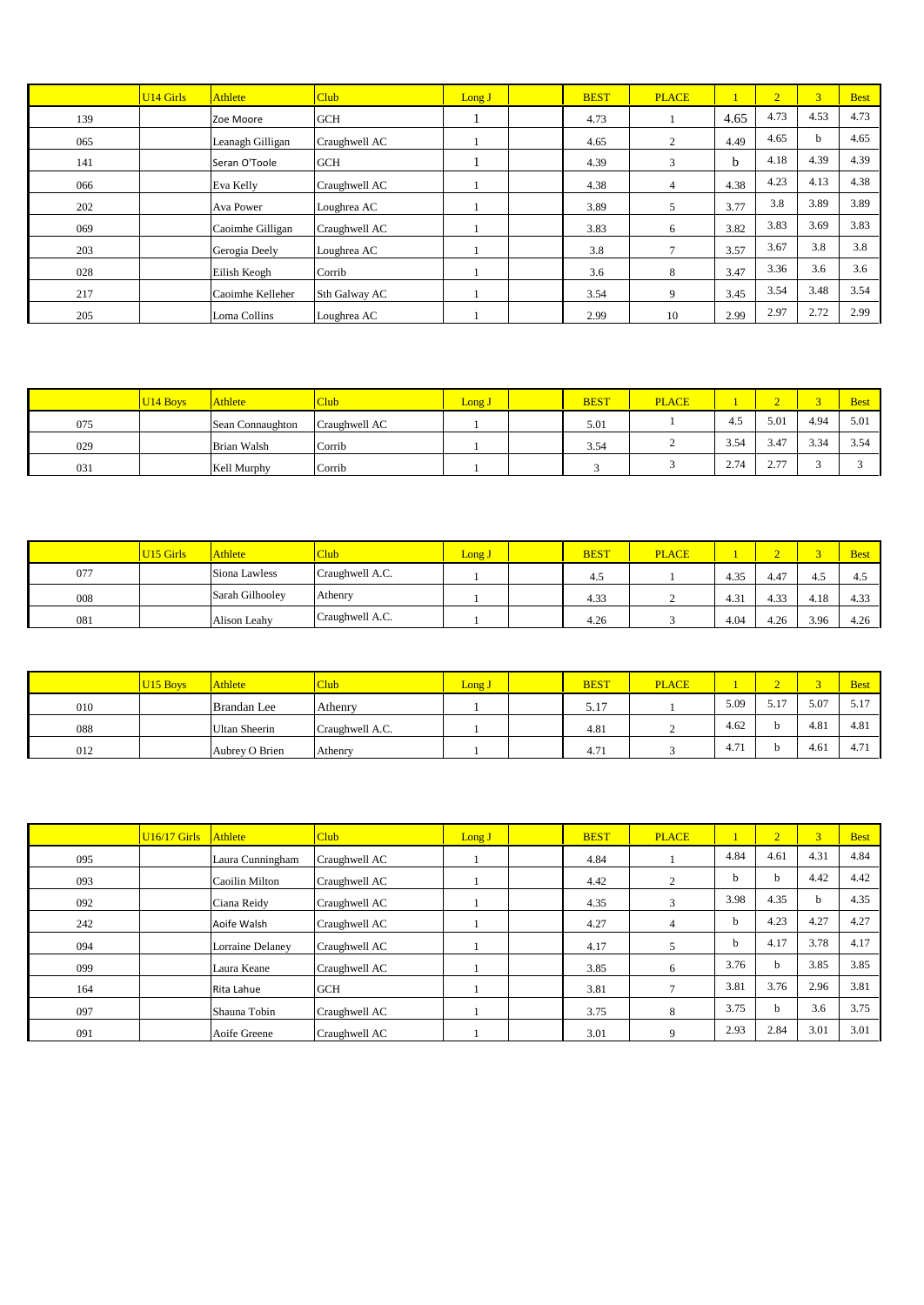| | U14 Girls | Athlete | Club | Long J | | BEST | PLACE | 1 | 2 | 3 | Best |
|---|---|---|---|---|---|---|---|---|---|---|---|
| 139 | | Zoe Moore | GCH | 1 | | 4.73 | 1 | 4.65 | 4.73 | 4.53 | 4.73 |
| 065 | | Leanagh Gilligan | Craughwell AC | 1 | | 4.65 | 2 | 4.49 | 4.65 | b | 4.65 |
| 141 | | Seran O'Toole | GCH | 1 | | 4.39 | 3 | b | 4.18 | 4.39 | 4.39 |
| 066 | | Eva Kelly | Craughwell AC | 1 | | 4.38 | 4 | 4.38 | 4.23 | 4.13 | 4.38 |
| 202 | | Ava Power | Loughrea AC | 1 | | 3.89 | 5 | 3.77 | 3.8 | 3.89 | 3.89 |
| 069 | | Caoimhe Gilligan | Craughwell AC | 1 | | 3.83 | 6 | 3.82 | 3.83 | 3.69 | 3.83 |
| 203 | | Gerogia Deely | Loughrea AC | 1 | | 3.8 | 7 | 3.57 | 3.67 | 3.8 | 3.8 |
| 028 | | Eilish Keogh | Corrib | 1 | | 3.6 | 8 | 3.47 | 3.36 | 3.6 | 3.6 |
| 217 | | Caoimhe Kelleher | Sth Galway AC | 1 | | 3.54 | 9 | 3.45 | 3.54 | 3.48 | 3.54 |
| 205 | | Loma Collins | Loughrea AC | 1 | | 2.99 | 10 | 2.99 | 2.97 | 2.72 | 2.99 |

| | U14 Boys | Athlete | Club | Long J | | BEST | PLACE | 1 | 2 | 3 | Best |
|---|---|---|---|---|---|---|---|---|---|---|---|
| 075 | | Sean Connaughton | Craughwell AC | 1 | | 5.01 | 1 | 4.5 | 5.01 | 4.94 | 5.01 |
| 029 | | Brian Walsh | Corrib | 1 | | 3.54 | 2 | 3.54 | 3.47 | 3.34 | 3.54 |
| 031 | | Kell Murphy | Corrib | 1 | | 3 | 3 | 2.74 | 2.77 | 3 | 3 |

| | U15 Girls | Athlete | Club | Long J | | BEST | PLACE | 1 | 2 | 3 | Best |
|---|---|---|---|---|---|---|---|---|---|---|---|
| 077 | | Siona Lawless | Craughwell A.C. | 1 | | 4.5 | 1 | 4.35 | 4.47 | 4.5 | 4.5 |
| 008 | | Sarah Gilhooley | Athenry | 1 | | 4.33 | 2 | 4.31 | 4.33 | 4.18 | 4.33 |
| 081 | | Alison Leahy | Craughwell A.C. | 1 | | 4.26 | 3 | 4.04 | 4.26 | 3.96 | 4.26 |

| | U15 Boys | Athlete | Club | Long J | | BEST | PLACE | 1 | 2 | 3 | Best |
|---|---|---|---|---|---|---|---|---|---|---|---|
| 010 | | Brandan Lee | Athenry | 1 | | 5.17 | 1 | 5.09 | 5.17 | 5.07 | 5.17 |
| 088 | | Ultan Sheerin | Craughwell A.C. | 1 | | 4.81 | 2 | 4.62 | b | 4.81 | 4.81 |
| 012 | | Aubrey O Brien | Athenry | 1 | | 4.71 | 3 | 4.71 | b | 4.61 | 4.71 |

| | U16/17 Girls | Athlete | Club | Long J | | BEST | PLACE | 1 | 2 | 3 | Best |
|---|---|---|---|---|---|---|---|---|---|---|---|
| 095 | | Laura Cunningham | Craughwell AC | 1 | | 4.84 | 1 | 4.84 | 4.61 | 4.31 | 4.84 |
| 093 | | Caoilin Milton | Craughwell AC | 1 | | 4.42 | 2 | b | b | 4.42 | 4.42 |
| 092 | | Ciana Reidy | Craughwell AC | 1 | | 4.35 | 3 | 3.98 | 4.35 | b | 4.35 |
| 242 | | Aoife Walsh | Craughwell AC | 1 | | 4.27 | 4 | b | 4.23 | 4.27 | 4.27 |
| 094 | | Lorraine Delaney | Craughwell AC | 1 | | 4.17 | 5 | b | 4.17 | 3.78 | 4.17 |
| 099 | | Laura Keane | Craughwell AC | 1 | | 3.85 | 6 | 3.76 | b | 3.85 | 3.85 |
| 164 | | Rita Lahue | GCH | 1 | | 3.81 | 7 | 3.81 | 3.76 | 2.96 | 3.81 |
| 097 | | Shauna Tobin | Craughwell AC | 1 | | 3.75 | 8 | 3.75 | b | 3.6 | 3.75 |
| 091 | | Aoife Greene | Craughwell AC | 1 | | 3.01 | 9 | 2.93 | 2.84 | 3.01 | 3.01 |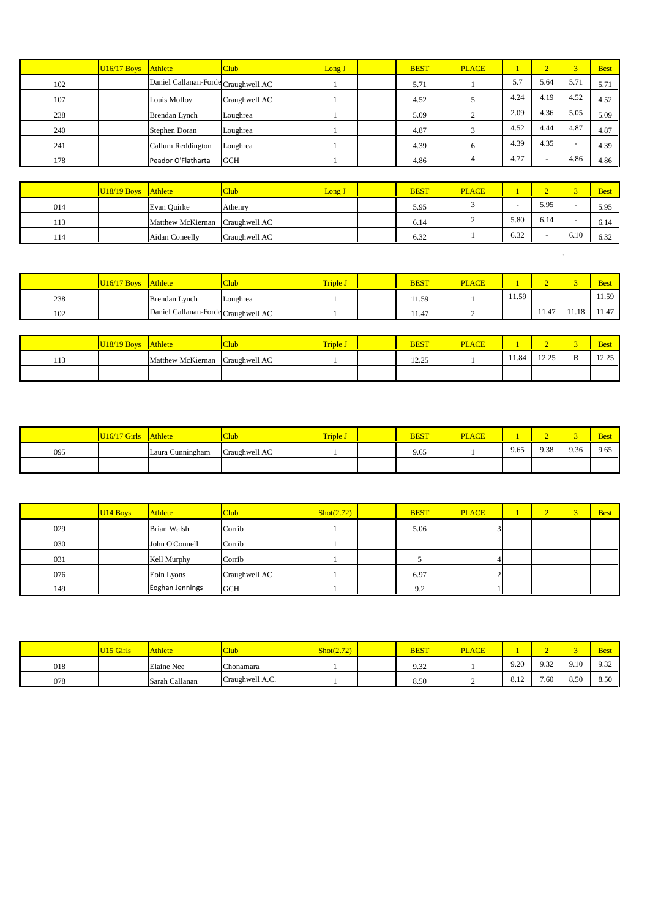| | U16/17 Boys | Athlete | Club | Long J | | BEST | PLACE | 1 | 2 | 3 | Best |
|---|---|---|---|---|---|---|---|---|---|---|---|
| 102 | | Daniel Callanan-Forde | Craughwell AC | 1 | | 5.71 | 1 | 5.7 | 5.64 | 5.71 | 5.71 |
| 107 | | Louis Molloy | Craughwell AC | 1 | | 4.52 | 5 | 4.24 | 4.19 | 4.52 | 4.52 |
| 238 | | Brendan Lynch | Loughrea | 1 | | 5.09 | 2 | 2.09 | 4.36 | 5.05 | 5.09 |
| 240 | | Stephen Doran | Loughrea | 1 | | 4.87 | 3 | 4.52 | 4.44 | 4.87 | 4.87 |
| 241 | | Callum Reddington | Loughrea | 1 | | 4.39 | 6 | 4.39 | 4.35 | - | 4.39 |
| 178 | | Peador O'Flatharta | GCH | 1 | | 4.86 | 4 | 4.77 | - | 4.86 | 4.86 |

| | U18/19 Boys | Athlete | Club | Long J | | BEST | PLACE | 1 | 2 | 3 | Best |
|---|---|---|---|---|---|---|---|---|---|---|---|
| 014 | | Evan Quirke | Athenry | | | 5.95 | 3 | - | 5.95 | - | 5.95 |
| 113 | | Matthew McKiernan | Craughwell AC | | | 6.14 | 2 | 5.80 | 6.14 | - | 6.14 |
| 114 | | Aidan Coneelly | Craughwell AC | | | 6.32 | 1 | 6.32 | - | 6.10 | 6.32 |

| | U16/17 Boys | Athlete | Club | Triple J | | BEST | PLACE | 1 | 2 | 3 | Best |
|---|---|---|---|---|---|---|---|---|---|---|---|
| 238 | | Brendan Lynch | Loughrea | 1 | | 11.59 | 1 | 11.59 | | | 11.59 |
| 102 | | Daniel Callanan-Forde | Craughwell AC | 1 | | 11.47 | 2 | | 11.47 | 11.18 | 11.47 |

| | U18/19 Boys | Athlete | Club | Triple J | | BEST | PLACE | 1 | 2 | 3 | Best |
|---|---|---|---|---|---|---|---|---|---|---|---|
| 113 | | Matthew McKiernan | Craughwell AC | 1 | | 12.25 | 1 | 11.84 | 12.25 | B | 12.25 |
| | | | | | | | | | | | |

| | U16/17 Girls | Athlete | Club | Triple J | | BEST | PLACE | 1 | 2 | 3 | Best |
|---|---|---|---|---|---|---|---|---|---|---|---|
| 095 | | Laura Cunningham | Craughwell AC | 1 | | 9.65 | 1 | 9.65 | 9.38 | 9.36 | 9.65 |
| | | | | | | | | | | | |

| | U14 Boys | Athlete | Club | Shot(2.72) | | BEST | PLACE | 1 | 2 | 3 | Best |
|---|---|---|---|---|---|---|---|---|---|---|---|
| 029 | | Brian Walsh | Corrib | 1 | | 5.06 | 3 | | | | |
| 030 | | John O'Connell | Corrib | 1 | | | | | | | |
| 031 | | Kell Murphy | Corrib | 1 | | 5 | 4 | | | | |
| 076 | | Eoin Lyons | Craughwell AC | 1 | | 6.97 | 2 | | | | |
| 149 | | Eoghan Jennings | GCH | 1 | | 9.2 | 1 | | | | |

| | U15 Girls | Athlete | Club | Shot(2.72) | | BEST | PLACE | 1 | 2 | 3 | Best |
|---|---|---|---|---|---|---|---|---|---|---|---|
| 018 | | Elaine Nee | Chonamara | 1 | | 9.32 | 1 | 9.20 | 9.32 | 9.10 | 9.32 |
| 078 | | Sarah Callanan | Craughwell A.C. | 1 | | 8.50 | 2 | 8.12 | 7.60 | 8.50 | 8.50 |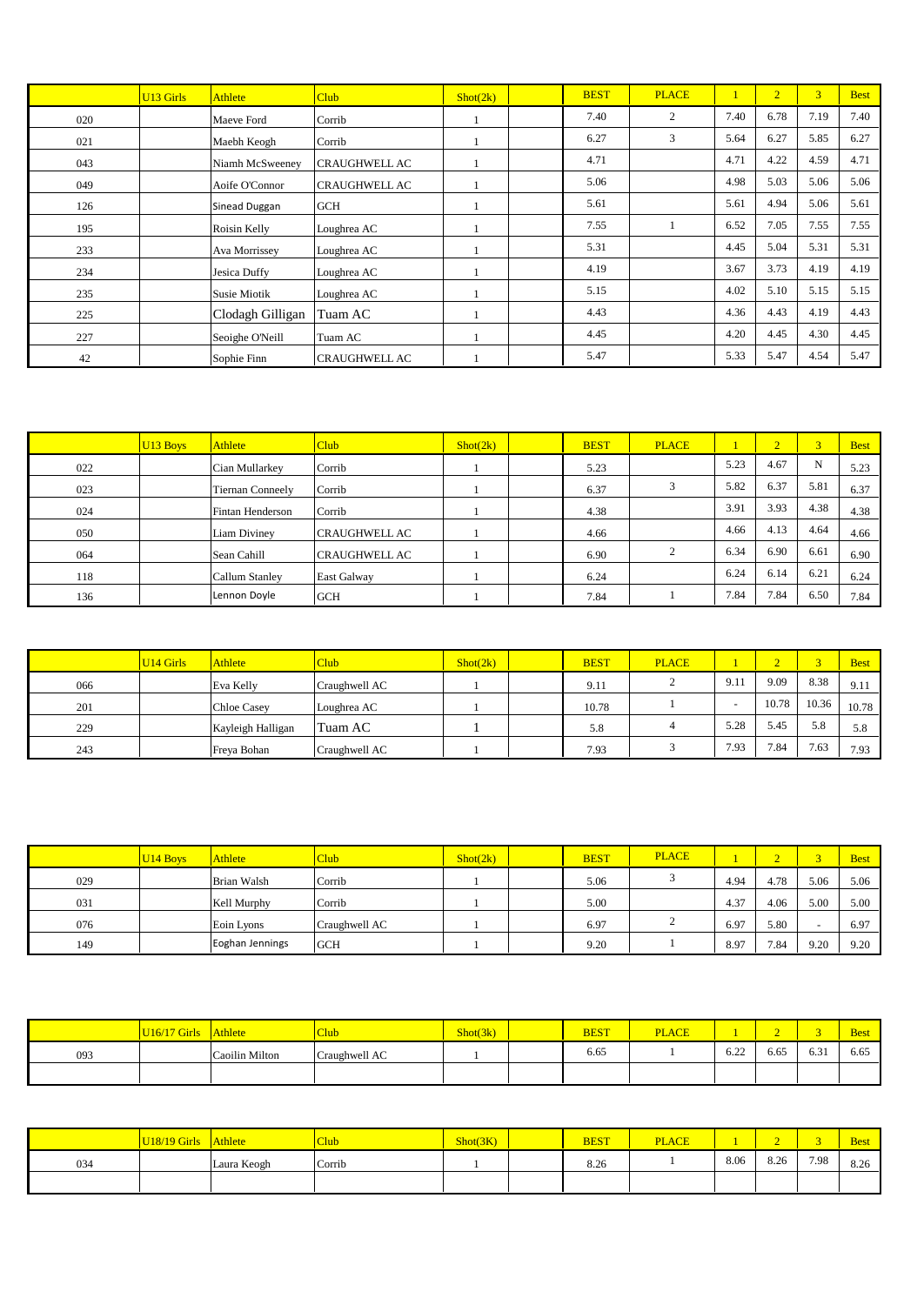|  | U13 Girls | Athlete | Club | Shot(2k) |  | BEST | PLACE | 1 | 2 | 3 | Best |
|---|---|---|---|---|---|---|---|---|---|---|---|
| 020 |  | Maeve Ford | Corrib | 1 |  | 7.40 | 2 | 7.40 | 6.78 | 7.19 | 7.40 |
| 021 |  | Maebh Keogh | Corrib | 1 |  | 6.27 | 3 | 5.64 | 6.27 | 5.85 | 6.27 |
| 043 |  | Niamh McSweeney | CRAUGHWELL AC | 1 |  | 4.71 |  | 4.71 | 4.22 | 4.59 | 4.71 |
| 049 |  | Aoife O'Connor | CRAUGHWELL AC | 1 |  | 5.06 |  | 4.98 | 5.03 | 5.06 | 5.06 |
| 126 |  | Sinead Duggan | GCH | 1 |  | 5.61 |  | 5.61 | 4.94 | 5.06 | 5.61 |
| 195 |  | Roisin Kelly | Loughrea AC | 1 |  | 7.55 | 1 | 6.52 | 7.05 | 7.55 | 7.55 |
| 233 |  | Ava Morrissey | Loughrea AC | 1 |  | 5.31 |  | 4.45 | 5.04 | 5.31 | 5.31 |
| 234 |  | Jesica Duffy | Loughrea AC | 1 |  | 4.19 |  | 3.67 | 3.73 | 4.19 | 4.19 |
| 235 |  | Susie Miotik | Loughrea AC | 1 |  | 5.15 |  | 4.02 | 5.10 | 5.15 | 5.15 |
| 225 |  | Clodagh Gilligan | Tuam AC | 1 |  | 4.43 |  | 4.36 | 4.43 | 4.19 | 4.43 |
| 227 |  | Seoighe O'Neill | Tuam AC | 1 |  | 4.45 |  | 4.20 | 4.45 | 4.30 | 4.45 |
| 42 |  | Sophie Finn | CRAUGHWELL AC | 1 |  | 5.47 |  | 5.33 | 5.47 | 4.54 | 5.47 |

|  | U13 Boys | Athlete | Club | Shot(2k) |  | BEST | PLACE | 1 | 2 | 3 | Best |
|---|---|---|---|---|---|---|---|---|---|---|---|
| 022 |  | Cian Mullarkey | Corrib | 1 |  | 5.23 |  | 5.23 | 4.67 | N | 5.23 |
| 023 |  | Tiernan Conneely | Corrib | 1 |  | 6.37 | 3 | 5.82 | 6.37 | 5.81 | 6.37 |
| 024 |  | Fintan Henderson | Corrib | 1 |  | 4.38 |  | 3.91 | 3.93 | 4.38 | 4.38 |
| 050 |  | Liam Diviney | CRAUGHWELL AC | 1 |  | 4.66 |  | 4.66 | 4.13 | 4.64 | 4.66 |
| 064 |  | Sean Cahill | CRAUGHWELL AC | 1 |  | 6.90 | 2 | 6.34 | 6.90 | 6.61 | 6.90 |
| 118 |  | Callum Stanley | East Galway | 1 |  | 6.24 |  | 6.24 | 6.14 | 6.21 | 6.24 |
| 136 |  | Lennon Doyle | GCH | 1 |  | 7.84 | 1 | 7.84 | 7.84 | 6.50 | 7.84 |

|  | U14 Girls | Athlete | Club | Shot(2k) |  | BEST | PLACE | 1 | 2 | 3 | Best |
|---|---|---|---|---|---|---|---|---|---|---|---|
| 066 |  | Eva Kelly | Craughwell AC | 1 |  | 9.11 | 2 | 9.11 | 9.09 | 8.38 | 9.11 |
| 201 |  | Chloe Casey | Loughrea AC | 1 |  | 10.78 | 1 | - | 10.78 | 10.36 | 10.78 |
| 229 |  | Kayleigh Halligan | Tuam AC | 1 |  | 5.8 | 4 | 5.28 | 5.45 | 5.8 | 5.8 |
| 243 |  | Freya Bohan | Craughwell AC | 1 |  | 7.93 | 3 | 7.93 | 7.84 | 7.63 | 7.93 |

|  | U14 Boys | Athlete | Club | Shot(2k) |  | BEST | PLACE | 1 | 2 | 3 | Best |
|---|---|---|---|---|---|---|---|---|---|---|---|
| 029 |  | Brian Walsh | Corrib | 1 |  | 5.06 | 3 | 4.94 | 4.78 | 5.06 | 5.06 |
| 031 |  | Kell Murphy | Corrib | 1 |  | 5.00 |  | 4.37 | 4.06 | 5.00 | 5.00 |
| 076 |  | Eoin Lyons | Craughwell AC | 1 |  | 6.97 | 2 | 6.97 | 5.80 | - | 6.97 |
| 149 |  | Eoghan Jennings | GCH | 1 |  | 9.20 | 1 | 8.97 | 7.84 | 9.20 | 9.20 |

|  | U16/17 Girls | Athlete | Club | Shot(3k) |  | BEST | PLACE | 1 | 2 | 3 | Best |
|---|---|---|---|---|---|---|---|---|---|---|---|
| 093 |  | Caoilin Milton | Craughwell AC | 1 |  | 6.65 | 1 | 6.22 | 6.65 | 6.31 | 6.65 |
|  |  |  |  |  |  |  |  |  |  |  |  |

|  | U18/19 Girls | Athlete | Club | Shot(3K) |  | BEST | PLACE | 1 | 2 | 3 | Best |
|---|---|---|---|---|---|---|---|---|---|---|---|
| 034 |  | Laura Keogh | Corrib | 1 |  | 8.26 | 1 | 8.06 | 8.26 | 7.98 | 8.26 |
|  |  |  |  |  |  |  |  |  |  |  |  |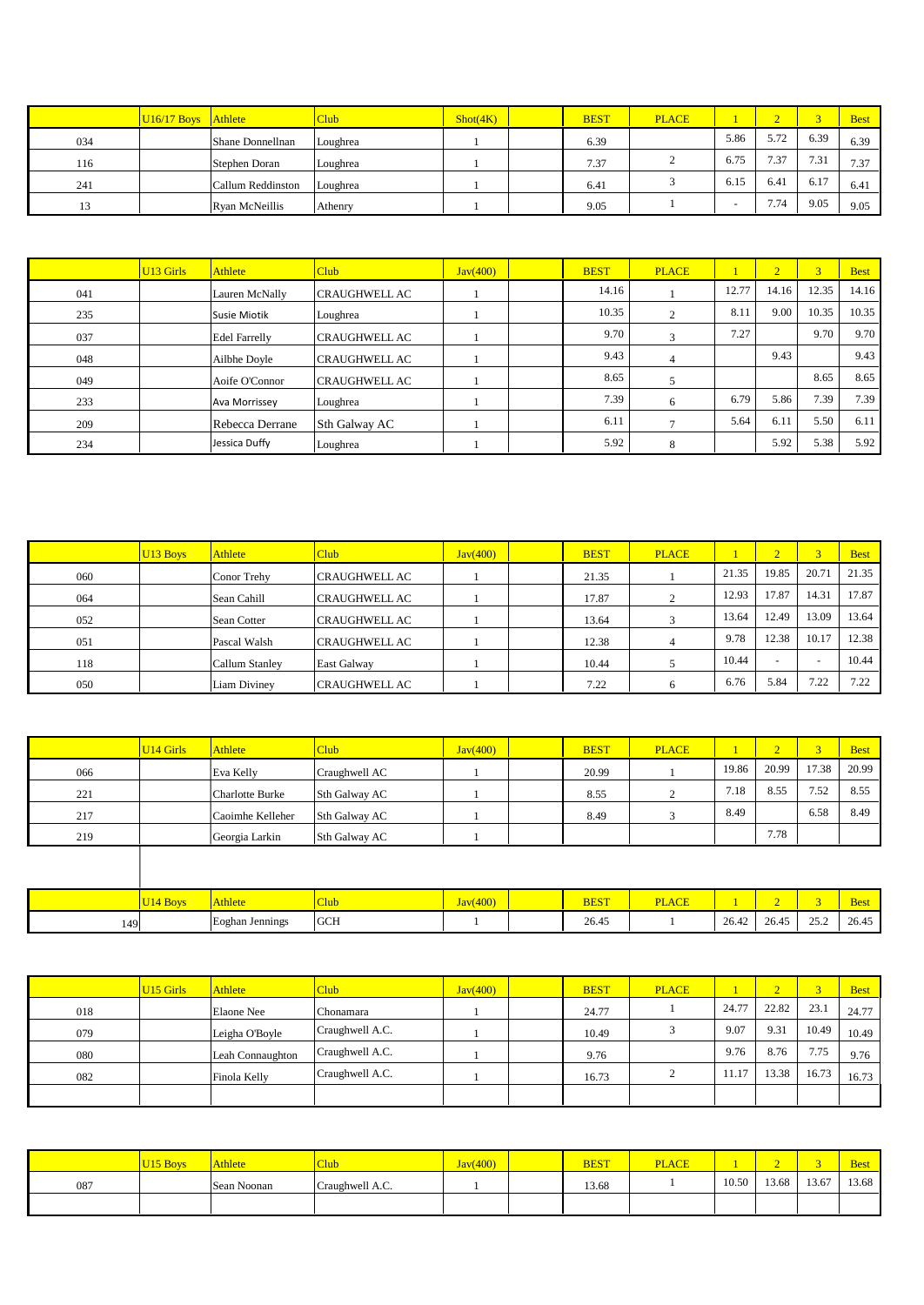| | U16/17 Boys | Athlete | Club | Shot(4K) | | BEST | PLACE | 1 | 2 | 3 | Best |
|---|---|---|---|---|---|---|---|---|---|---|---|
| 034 | | Shane Donnellnan | Loughrea | 1 | | 6.39 | | 5.86 | 5.72 | 6.39 | 6.39 |
| 116 | | Stephen Doran | Loughrea | 1 | | 7.37 | 2 | 6.75 | 7.37 | 7.31 | 7.37 |
| 241 | | Callum Reddinston | Loughrea | 1 | | 6.41 | 3 | 6.15 | 6.41 | 6.17 | 6.41 |
| 13 | | Ryan McNeillis | Athenry | 1 | | 9.05 | 1 | - | 7.74 | 9.05 | 9.05 |

| | U13 Girls | Athlete | Club | Jav(400) | | BEST | PLACE | 1 | 2 | 3 | Best |
|---|---|---|---|---|---|---|---|---|---|---|---|
| 041 | | Lauren McNally | CRAUGHWELL AC | 1 | | 14.16 | 1 | 12.77 | 14.16 | 12.35 | 14.16 |
| 235 | | Susie Miotik | Loughrea | 1 | | 10.35 | 2 | 8.11 | 9.00 | 10.35 | 10.35 |
| 037 | | Edel Farrelly | CRAUGHWELL AC | 1 | | 9.70 | 3 | 7.27 | | 9.70 | 9.70 |
| 048 | | Ailbhe Doyle | CRAUGHWELL AC | 1 | | 9.43 | 4 | | 9.43 | | 9.43 |
| 049 | | Aoife O'Connor | CRAUGHWELL AC | 1 | | 8.65 | 5 | | | 8.65 | 8.65 |
| 233 | | Ava Morrissey | Loughrea | 1 | | 7.39 | 6 | 6.79 | 5.86 | 7.39 | 7.39 |
| 209 | | Rebecca Derrane | Sth Galway AC | 1 | | 6.11 | 7 | 5.64 | 6.11 | 5.50 | 6.11 |
| 234 | | Jessica Duffy | Loughrea | 1 | | 5.92 | 8 | | 5.92 | 5.38 | 5.92 |

| | U13 Boys | Athlete | Club | Jav(400) | | BEST | PLACE | 1 | 2 | 3 | Best |
|---|---|---|---|---|---|---|---|---|---|---|---|
| 060 | | Conor Trehy | CRAUGHWELL AC | 1 | | 21.35 | 1 | 21.35 | 19.85 | 20.71 | 21.35 |
| 064 | | Sean Cahill | CRAUGHWELL AC | 1 | | 17.87 | 2 | 12.93 | 17.87 | 14.31 | 17.87 |
| 052 | | Sean Cotter | CRAUGHWELL AC | 1 | | 13.64 | 3 | 13.64 | 12.49 | 13.09 | 13.64 |
| 051 | | Pascal Walsh | CRAUGHWELL AC | 1 | | 12.38 | 4 | 9.78 | 12.38 | 10.17 | 12.38 |
| 118 | | Callum Stanley | East Galway | 1 | | 10.44 | 5 | 10.44 | - | - | 10.44 |
| 050 | | Liam Diviney | CRAUGHWELL AC | 1 | | 7.22 | 6 | 6.76 | 5.84 | 7.22 | 7.22 |

| | U14 Girls | Athlete | Club | Jav(400) | | BEST | PLACE | 1 | 2 | 3 | Best |
|---|---|---|---|---|---|---|---|---|---|---|---|
| 066 | | Eva Kelly | Craughwell AC | 1 | | 20.99 | 1 | 19.86 | 20.99 | 17.38 | 20.99 |
| 221 | | Charlotte Burke | Sth Galway AC | 1 | | 8.55 | 2 | 7.18 | 8.55 | 7.52 | 8.55 |
| 217 | | Caoimhe Kelleher | Sth Galway AC | 1 | | 8.49 | 3 | 8.49 | | 6.58 | 8.49 |
| 219 | | Georgia Larkin | Sth Galway AC | 1 | | | | | 7.78 | | |

| | U14 Boys | Athlete | Club | Jav(400) | | BEST | PLACE | 1 | 2 | 3 | Best |
|---|---|---|---|---|---|---|---|---|---|---|---|
| 149 | | Eoghan Jennings | GCH | 1 | | 26.45 | 1 | 26.42 | 26.45 | 25.2 | 26.45 |

| | U15 Girls | Athlete | Club | Jav(400) | | BEST | PLACE | 1 | 2 | 3 | Best |
|---|---|---|---|---|---|---|---|---|---|---|---|
| 018 | | Elaone Nee | Chonamara | 1 | | 24.77 | 1 | 24.77 | 22.82 | 23.1 | 24.77 |
| 079 | | Leigha O'Boyle | Craughwell A.C. | 1 | | 10.49 | 3 | 9.07 | 9.31 | 10.49 | 10.49 |
| 080 | | Leah Connaughton | Craughwell A.C. | 1 | | 9.76 | | 9.76 | 8.76 | 7.75 | 9.76 |
| 082 | | Finola Kelly | Craughwell A.C. | 1 | | 16.73 | 2 | 11.17 | 13.38 | 16.73 | 16.73 |
| | | | | | | | | | | | |

| | U15 Boys | Athlete | Club | Jav(400) | | BEST | PLACE | 1 | 2 | 3 | Best |
|---|---|---|---|---|---|---|---|---|---|---|---|
| 087 | | Sean Noonan | Craughwell A.C. | 1 | | 13.68 | 1 | 10.50 | 13.68 | 13.67 | 13.68 |
| | | | | | | | | | | | |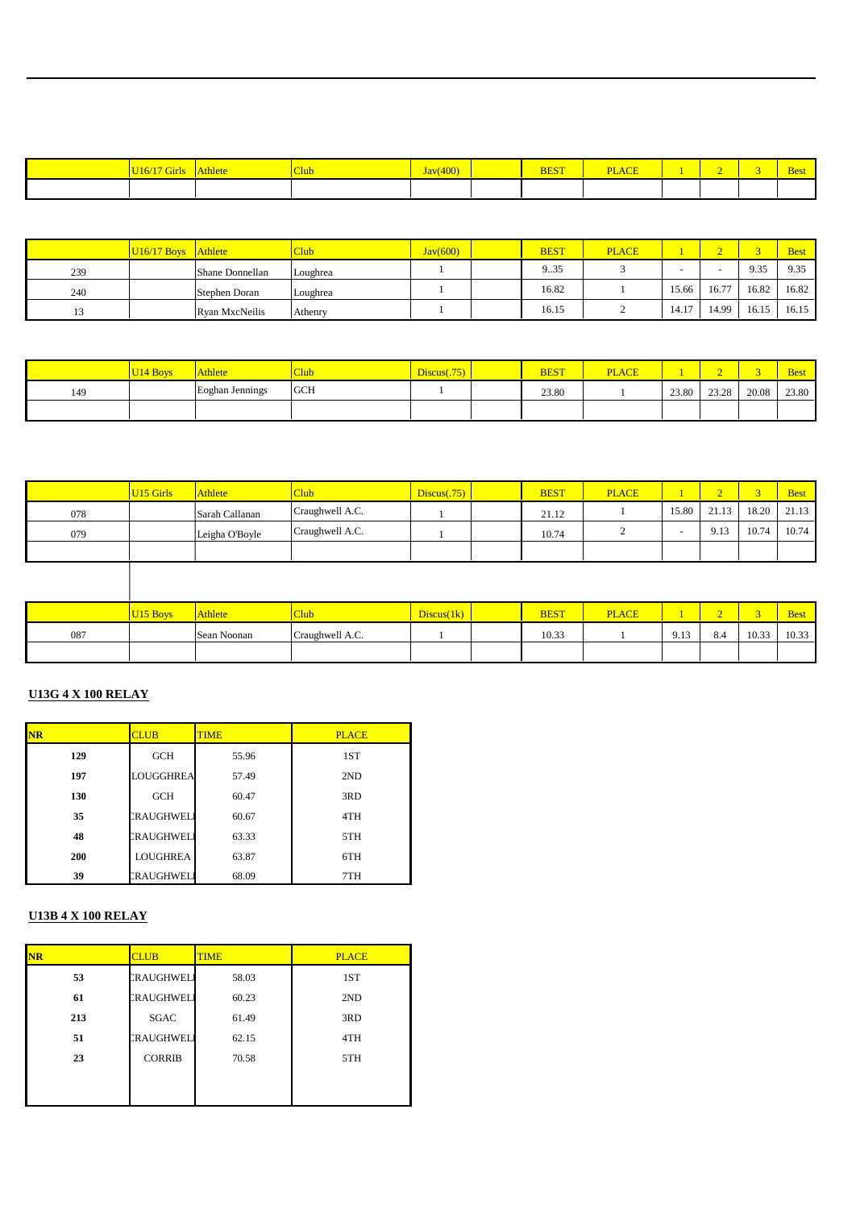| | U16/17 Girls | Athlete | Club | Jav(400) | | BEST | PLACE | 1 | 2 | 3 | Best |
|---|---|---|---|---|---|---|---|---|---|---|---|
| | | | | | | | | | | | |

| | U16/17 Boys | Athlete | Club | Jav(600) | | BEST | PLACE | 1 | 2 | 3 | Best |
|---|---|---|---|---|---|---|---|---|---|---|---|
| 239 | | Shane Donnellan | Loughrea | 1 | | 9..35 | 3 | - | - | 9.35 | 9.35 |
| 240 | | Stephen Doran | Loughrea | 1 | | 16.82 | 1 | 15.66 | 16.77 | 16.82 | 16.82 |
| 13 | | Ryan MxcNeilis | Athenry | 1 | | 16.15 | 2 | 14.17 | 14.99 | 16.15 | 16.15 |

| | U14 Boys | Athlete | Club | Discus(.75) | | BEST | PLACE | 1 | 2 | 3 | Best |
|---|---|---|---|---|---|---|---|---|---|---|---|
| 149 | | Eoghan Jennings | GCH | 1 | | 23.80 | 1 | 23.80 | 23.28 | 20.08 | 23.80 |
| | | | | | | | | | | | |

| | U15 Girls | Athlete | Club | Discus(.75) | | BEST | PLACE | 1 | 2 | 3 | Best |
|---|---|---|---|---|---|---|---|---|---|---|---|
| 078 | | Sarah Callanan | Craughwell A.C. | 1 | | 21.12 | 1 | 15.80 | 21.13 | 18.20 | 21.13 |
| 079 | | Leigha O'Boyle | Craughwell A.C. | 1 | | 10.74 | 2 | - | 9.13 | 10.74 | 10.74 |
| | | | | | | | | | | | |

| | U15 Boys | Athlete | Club | Discus(1k) | | BEST | PLACE | 1 | 2 | 3 | Best |
|---|---|---|---|---|---|---|---|---|---|---|---|
| 087 | | Sean Noonan | Craughwell A.C. | 1 | | 10.33 | 1 | 9.13 | 8.4 | 10.33 | 10.33 |
| | | | | | | | | | | | |

**U13G 4 X 100 RELAY**

| NR | CLUB | TIME | PLACE |
|---|---|---|---|
| **129** | GCH | 55.96 | 1ST |
| **197** | LOUGGHREA | 57.49 | 2ND |
| **130** | GCH | 60.47 | 3RD |
| **35** | CRAUGHWELL | 60.67 | 4TH |
| **48** | CRAUGHWELL | 63.33 | 5TH |
| **200** | LOUGHREA | 63.87 | 6TH |
| **39** | CRAUGHWELL | 68.09 | 7TH |

**U13B 4 X 100 RELAY**

| NR | CLUB | TIME | PLACE |
|---|---|---|---|
| **53** | CRAUGHWELL | 58.03 | 1ST |
| **61** | CRAUGHWELL | 60.23 | 2ND |
| **213** | SGAC | 61.49 | 3RD |
| **51** | CRAUGHWELL | 62.15 | 4TH |
| **23** | CORRIB | 70.58 | 5TH |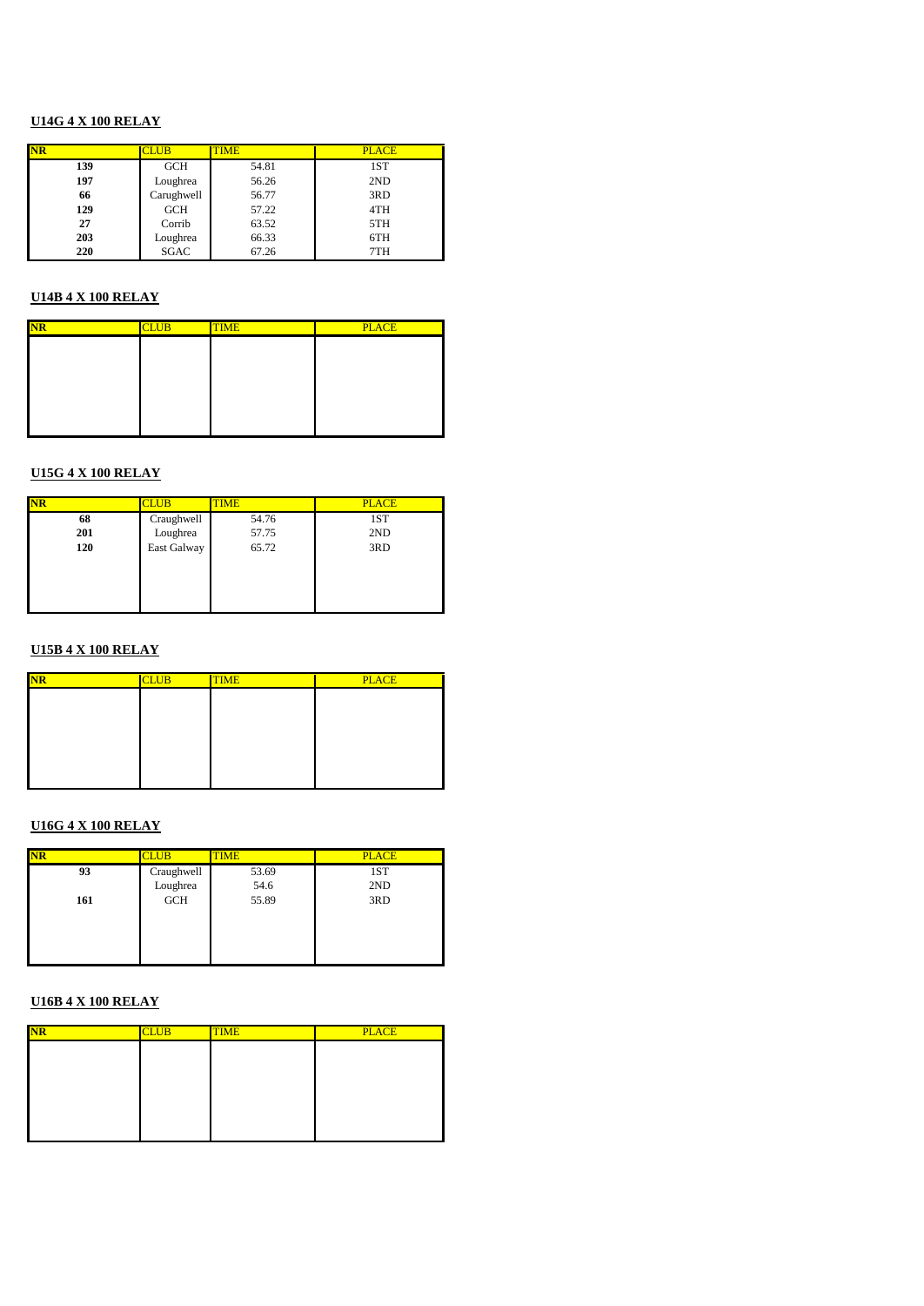**U14G 4 X 100 RELAY**

| NR | CLUB | TIME | PLACE |
|---|---|---|---|
| 139 | GCH | 54.81 | 1ST |
| 197 | Loughrea | 56.26 | 2ND |
| 66 | Carughwell | 56.77 | 3RD |
| 129 | GCH | 57.22 | 4TH |
| 27 | Corrib | 63.52 | 5TH |
| 203 | Loughrea | 66.33 | 6TH |
| 220 | SGAC | 67.26 | 7TH |

**U14B 4 X 100 RELAY**

| NR | CLUB | TIME | PLACE |
|---|---|---|---|

**U15G 4 X 100 RELAY**

| NR | CLUB | TIME | PLACE |
|---|---|---|---|
| 68 | Craughwell | 54.76 | 1ST |
| 201 | Loughrea | 57.75 | 2ND |
| 120 | East Galway | 65.72 | 3RD |

**U15B 4 X 100 RELAY**

| NR | CLUB | TIME | PLACE |
|---|---|---|---|

**U16G 4 X 100 RELAY**

| NR | CLUB | TIME | PLACE |
|---|---|---|---|
| 93 | Craughwell | 53.69 | 1ST |
| | Loughrea | 54.6 | 2ND |
| 161 | GCH | 55.89 | 3RD |

**U16B 4 X 100 RELAY**

| NR | CLUB | TIME | PLACE |
|---|---|---|---|